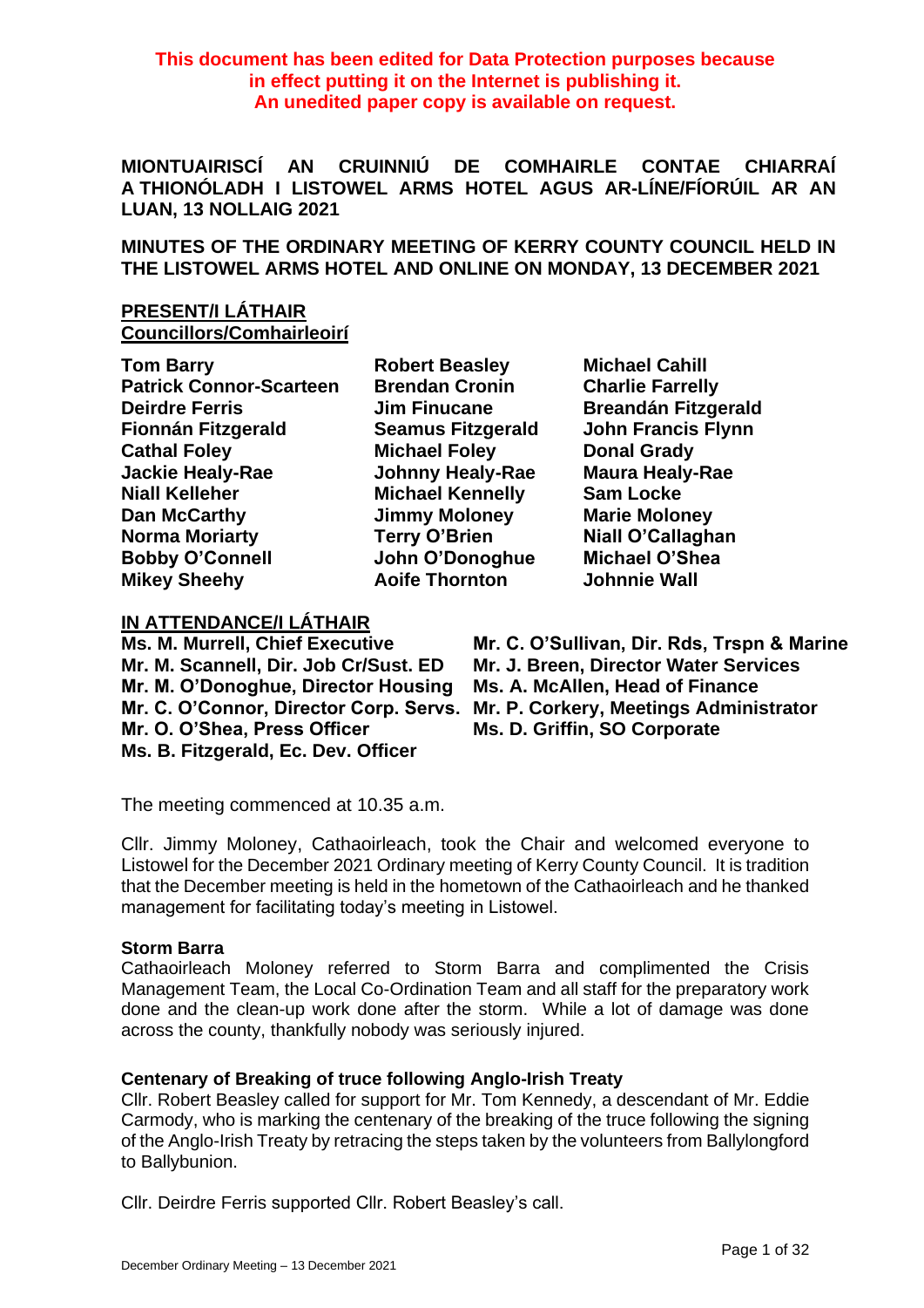**This document has been edited for Data Protection purposes because in effect putting it on the Internet is publishing it. An unedited paper copy is available on request.**

# MIONTUAIRISCÍ AN CRUINNIÚ DE COMHAIRLE CONTAE CHIARRAÍ A THIONÓLADH I LISTOWEL ARMS HOTEL AGUS AR-LÍNE/FÍORÚIL AR AN LUAN, 13 NOLLAIG 2021

# MINUTES OF THE ORDINARY MEETING OF KERRY COUNTY COUNCIL HELD IN THE LISTOWEL ARMS HOTEL AND ONLINE ON MONDAY, 13 DECEMBER 2021

**PRESENT/I LÁTHAIR**
**Councillors/Comhairleoirí**

| | | |
|---|---|---|
| **Tom Barry** | **Robert Beasley** | **Michael Cahill** |
| **Patrick Connor-Scarteen** | **Brendan Cronin** | **Charlie Farrelly** |
| **Deirdre Ferris** | **Jim Finucane** | **Breandán Fitzgerald** |
| **Fionnán Fitzgerald** | **Seamus Fitzgerald** | **John Francis Flynn** |
| **Cathal Foley** | **Michael Foley** | **Donal Grady** |
| **Jackie Healy-Rae** | **Johnny Healy-Rae** | **Maura Healy-Rae** |
| **Niall Kelleher** | **Michael Kennelly** | **Sam Locke** |
| **Dan McCarthy** | **Jimmy Moloney** | **Marie Moloney** |
| **Norma Moriarty** | **Terry O'Brien** | **Niall O'Callaghan** |
| **Bobby O'Connell** | **John O'Donoghue** | **Michael O'Shea** |
| **Mikey Sheehy** | **Aoife Thornton** | **Johnnie Wall** |

**IN ATTENDANCE/I LÁTHAIR**

| | |
|---|---|
| **Ms. M. Murrell, Chief Executive** | **Mr. C. O'Sullivan, Dir. Rds, Trspn & Marine** |
| **Mr. M. Scannell, Dir. Job Cr/Sust. ED** | **Mr. J. Breen, Director Water Services** |
| **Mr. M. O'Donoghue, Director Housing** | **Ms. A. McAllen, Head of Finance** |
| **Mr. C. O'Connor, Director Corp. Servs.** | **Mr. P. Corkery, Meetings Administrator** |
| **Mr. O. O'Shea, Press Officer** | **Ms. D. Griffin, SO Corporate** |
| **Ms. B. Fitzgerald, Ec. Dev. Officer** | |

The meeting commenced at 10.35 a.m.

Cllr. Jimmy Moloney, Cathaoirleach, took the Chair and welcomed everyone to Listowel for the December 2021 Ordinary meeting of Kerry County Council. It is tradition that the December meeting is held in the hometown of the Cathaoirleach and he thanked management for facilitating today's meeting in Listowel.

**Storm Barra**
Cathaoirleach Moloney referred to Storm Barra and complimented the Crisis Management Team, the Local Co-Ordination Team and all staff for the preparatory work done and the clean-up work done after the storm. While a lot of damage was done across the county, thankfully nobody was seriously injured.

**Centenary of Breaking of truce following Anglo-Irish Treaty**
Cllr. Robert Beasley called for support for Mr. Tom Kennedy, a descendant of Mr. Eddie Carmody, who is marking the centenary of the breaking of the truce following the signing of the Anglo-Irish Treaty by retracing the steps taken by the volunteers from Ballylongford to Ballybunion.

Cllr. Deirdre Ferris supported Cllr. Robert Beasley's call.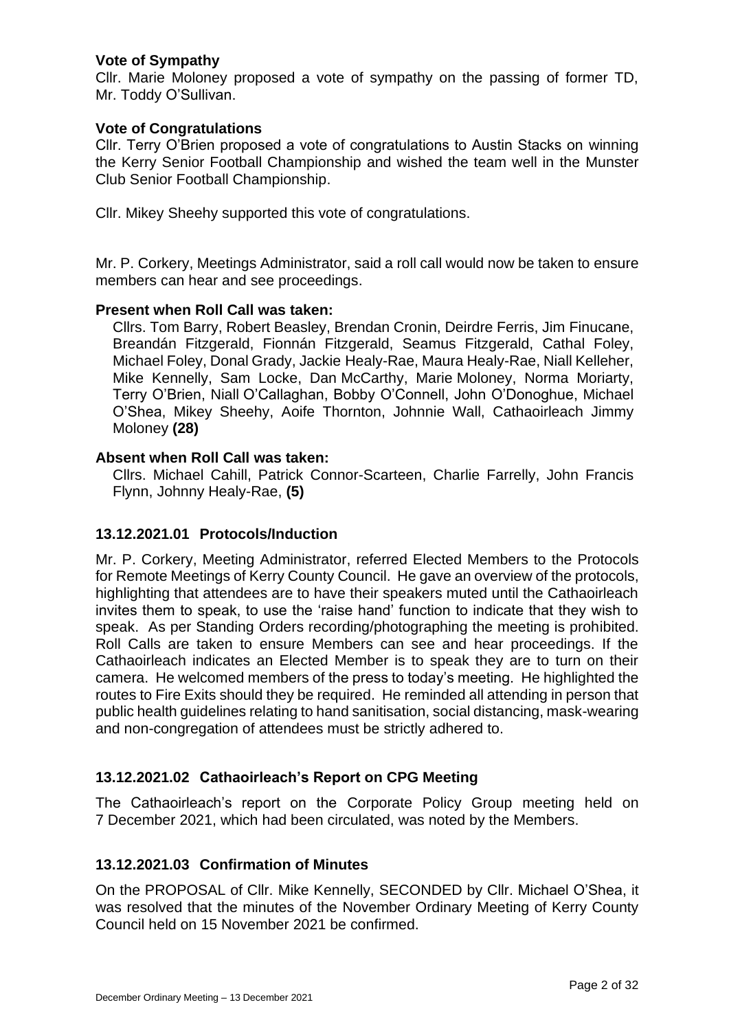**Vote of Sympathy**

Cllr. Marie Moloney proposed a vote of sympathy on the passing of former TD, Mr. Toddy O'Sullivan.

**Vote of Congratulations**

Cllr. Terry O'Brien proposed a vote of congratulations to Austin Stacks on winning the Kerry Senior Football Championship and wished the team well in the Munster Club Senior Football Championship.

Cllr. Mikey Sheehy supported this vote of congratulations.

Mr. P. Corkery, Meetings Administrator, said a roll call would now be taken to ensure members can hear and see proceedings.

**Present when Roll Call was taken:**

Cllrs. Tom Barry, Robert Beasley, Brendan Cronin, Deirdre Ferris, Jim Finucane, Breandán Fitzgerald, Fionnán Fitzgerald, Seamus Fitzgerald, Cathal Foley, Michael Foley, Donal Grady, Jackie Healy-Rae, Maura Healy-Rae, Niall Kelleher, Mike Kennelly, Sam Locke, Dan McCarthy, Marie Moloney, Norma Moriarty, Terry O'Brien, Niall O'Callaghan, Bobby O'Connell, John O'Donoghue, Michael O'Shea, Mikey Sheehy, Aoife Thornton, Johnnie Wall, Cathaoirleach Jimmy Moloney **(28)**

**Absent when Roll Call was taken:**

Cllrs. Michael Cahill, Patrick Connor-Scarteen, Charlie Farrelly, John Francis Flynn, Johnny Healy-Rae, **(5)**

## 13.12.2021.01 Protocols/Induction

Mr. P. Corkery, Meeting Administrator, referred Elected Members to the Protocols for Remote Meetings of Kerry County Council. He gave an overview of the protocols, highlighting that attendees are to have their speakers muted until the Cathaoirleach invites them to speak, to use the 'raise hand' function to indicate that they wish to speak. As per Standing Orders recording/photographing the meeting is prohibited. Roll Calls are taken to ensure Members can see and hear proceedings. If the Cathaoirleach indicates an Elected Member is to speak they are to turn on their camera. He welcomed members of the press to today's meeting. He highlighted the routes to Fire Exits should they be required. He reminded all attending in person that public health guidelines relating to hand sanitisation, social distancing, mask-wearing and non-congregation of attendees must be strictly adhered to.

## 13.12.2021.02 Cathaoirleach's Report on CPG Meeting

The Cathaoirleach's report on the Corporate Policy Group meeting held on 7 December 2021, which had been circulated, was noted by the Members.

## 13.12.2021.03 Confirmation of Minutes

On the PROPOSAL of Cllr. Mike Kennelly, SECONDED by Cllr. Michael O'Shea, it was resolved that the minutes of the November Ordinary Meeting of Kerry County Council held on 15 November 2021 be confirmed.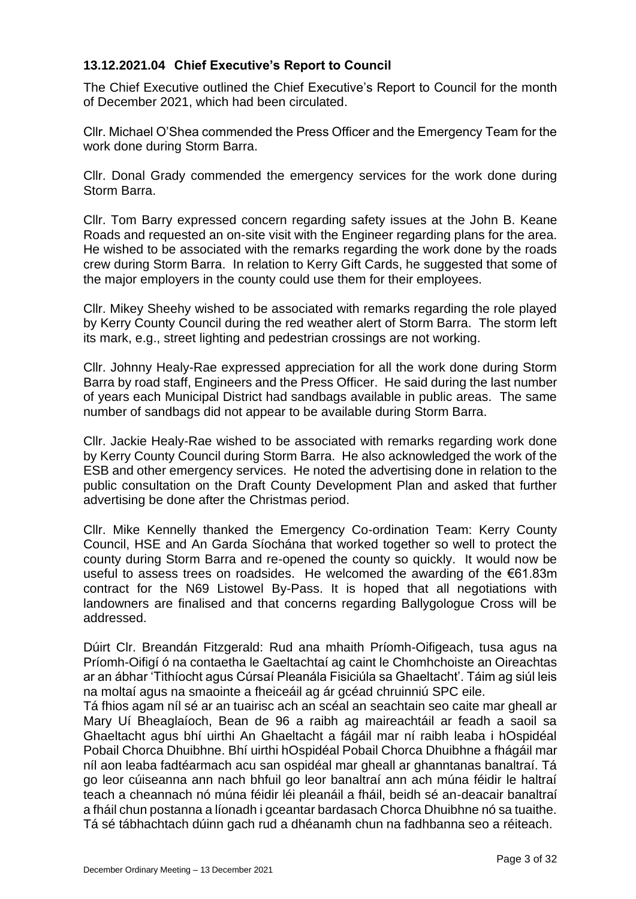### 13.12.2021.04 Chief Executive's Report to Council

The Chief Executive outlined the Chief Executive's Report to Council for the month of December 2021, which had been circulated.

Cllr. Michael O'Shea commended the Press Officer and the Emergency Team for the work done during Storm Barra.

Cllr. Donal Grady commended the emergency services for the work done during Storm Barra.

Cllr. Tom Barry expressed concern regarding safety issues at the John B. Keane Roads and requested an on-site visit with the Engineer regarding plans for the area. He wished to be associated with the remarks regarding the work done by the roads crew during Storm Barra. In relation to Kerry Gift Cards, he suggested that some of the major employers in the county could use them for their employees.

Cllr. Mikey Sheehy wished to be associated with remarks regarding the role played by Kerry County Council during the red weather alert of Storm Barra. The storm left its mark, e.g., street lighting and pedestrian crossings are not working.

Cllr. Johnny Healy-Rae expressed appreciation for all the work done during Storm Barra by road staff, Engineers and the Press Officer. He said during the last number of years each Municipal District had sandbags available in public areas. The same number of sandbags did not appear to be available during Storm Barra.

Cllr. Jackie Healy-Rae wished to be associated with remarks regarding work done by Kerry County Council during Storm Barra. He also acknowledged the work of the ESB and other emergency services. He noted the advertising done in relation to the public consultation on the Draft County Development Plan and asked that further advertising be done after the Christmas period.

Cllr. Mike Kennelly thanked the Emergency Co-ordination Team: Kerry County Council, HSE and An Garda Síochána that worked together so well to protect the county during Storm Barra and re-opened the county so quickly. It would now be useful to assess trees on roadsides. He welcomed the awarding of the €61.83m contract for the N69 Listowel By-Pass. It is hoped that all negotiations with landowners are finalised and that concerns regarding Ballygologue Cross will be addressed.

Dúirt Clr. Breandán Fitzgerald: Rud ana mhaith Príomh-Oifigeach, tusa agus na Príomh-Oifigí ó na contaetha le Gaeltachtaí ag caint le Chomhchoiste an Oireachtas ar an ábhar 'Tithíocht agus Cúrsaí Pleanála Fisiciúla sa Ghaeltacht'. Táim ag siúl leis na moltaí agus na smaointe a fheiceáil ag ár gcéad chruinniú SPC eile.
Tá fhios agam níl sé ar an tuairisc ach an scéal an seachtain seo caite mar gheall ar Mary Uí Bheaglaíoch, Bean de 96 a raibh ag maireachtáil ar feadh a saoil sa Ghaeltacht agus bhí uirthi An Ghaeltacht a fágáil mar ní raibh leaba i hOspidéal Pobail Chorca Dhuibhne. Bhí uirthi hOspidéal Pobail Chorca Dhuibhne a fhágáil mar níl aon leaba fadtéarmach acu san ospidéal mar gheall ar ghanntanas banaltraí. Tá go leor cúiseanna ann nach bhfuil go leor banaltraí ann ach múna féidir le haltraí teach a cheannach nó múna féidir léi pleanáil a fháil, beidh sé an-deacair banaltraí a fháil chun postanna a líonadh i gceantar bardasach Chorca Dhuibhne nó sa tuaithe. Tá sé tábhachtach dúinn gach rud a dhéanamh chun na fadhbanna seo a réiteach.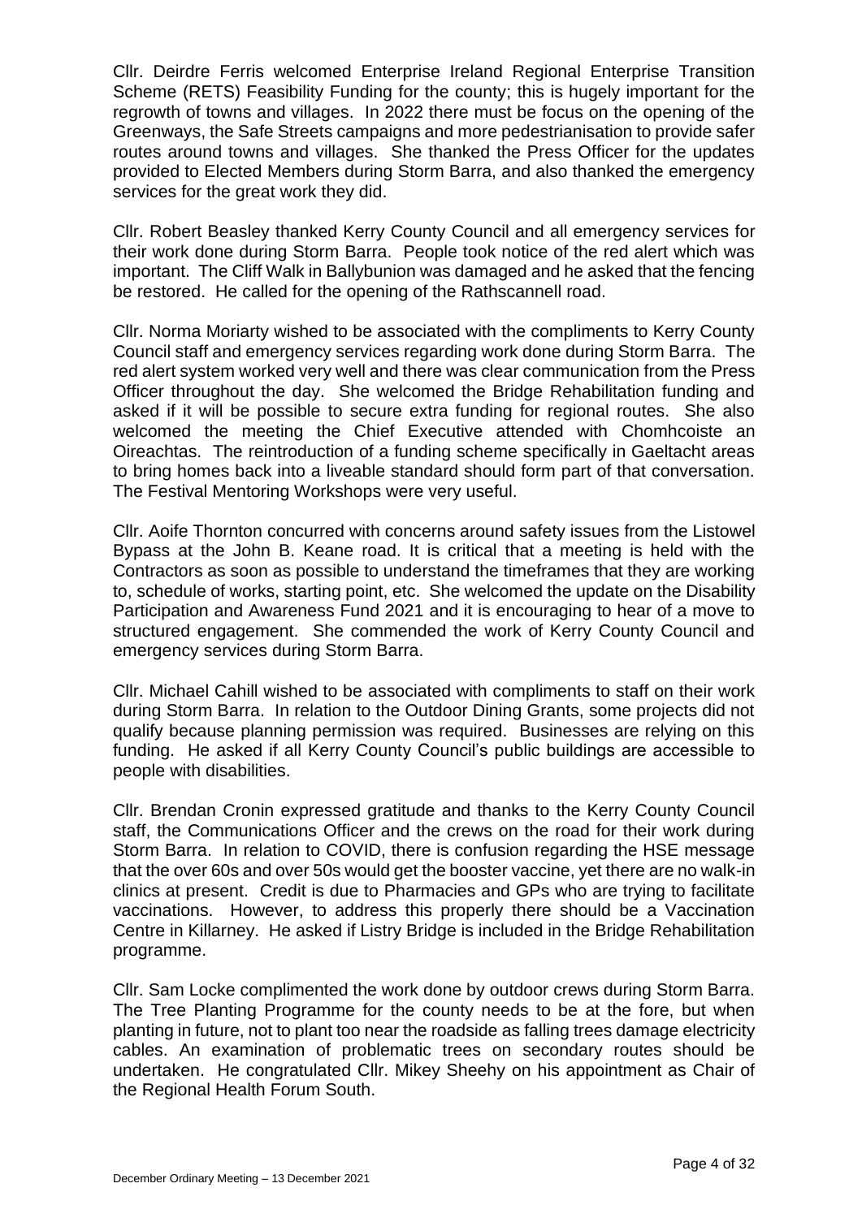Cllr. Deirdre Ferris welcomed Enterprise Ireland Regional Enterprise Transition Scheme (RETS) Feasibility Funding for the county; this is hugely important for the regrowth of towns and villages. In 2022 there must be focus on the opening of the Greenways, the Safe Streets campaigns and more pedestrianisation to provide safer routes around towns and villages. She thanked the Press Officer for the updates provided to Elected Members during Storm Barra, and also thanked the emergency services for the great work they did.

Cllr. Robert Beasley thanked Kerry County Council and all emergency services for their work done during Storm Barra. People took notice of the red alert which was important. The Cliff Walk in Ballybunion was damaged and he asked that the fencing be restored. He called for the opening of the Rathscannell road.

Cllr. Norma Moriarty wished to be associated with the compliments to Kerry County Council staff and emergency services regarding work done during Storm Barra. The red alert system worked very well and there was clear communication from the Press Officer throughout the day. She welcomed the Bridge Rehabilitation funding and asked if it will be possible to secure extra funding for regional routes. She also welcomed the meeting the Chief Executive attended with Chomhcoiste an Oireachtas. The reintroduction of a funding scheme specifically in Gaeltacht areas to bring homes back into a liveable standard should form part of that conversation. The Festival Mentoring Workshops were very useful.

Cllr. Aoife Thornton concurred with concerns around safety issues from the Listowel Bypass at the John B. Keane road. It is critical that a meeting is held with the Contractors as soon as possible to understand the timeframes that they are working to, schedule of works, starting point, etc. She welcomed the update on the Disability Participation and Awareness Fund 2021 and it is encouraging to hear of a move to structured engagement. She commended the work of Kerry County Council and emergency services during Storm Barra.

Cllr. Michael Cahill wished to be associated with compliments to staff on their work during Storm Barra. In relation to the Outdoor Dining Grants, some projects did not qualify because planning permission was required. Businesses are relying on this funding. He asked if all Kerry County Council's public buildings are accessible to people with disabilities.

Cllr. Brendan Cronin expressed gratitude and thanks to the Kerry County Council staff, the Communications Officer and the crews on the road for their work during Storm Barra. In relation to COVID, there is confusion regarding the HSE message that the over 60s and over 50s would get the booster vaccine, yet there are no walk-in clinics at present. Credit is due to Pharmacies and GPs who are trying to facilitate vaccinations. However, to address this properly there should be a Vaccination Centre in Killarney. He asked if Listry Bridge is included in the Bridge Rehabilitation programme.

Cllr. Sam Locke complimented the work done by outdoor crews during Storm Barra. The Tree Planting Programme for the county needs to be at the fore, but when planting in future, not to plant too near the roadside as falling trees damage electricity cables. An examination of problematic trees on secondary routes should be undertaken. He congratulated Cllr. Mikey Sheehy on his appointment as Chair of the Regional Health Forum South.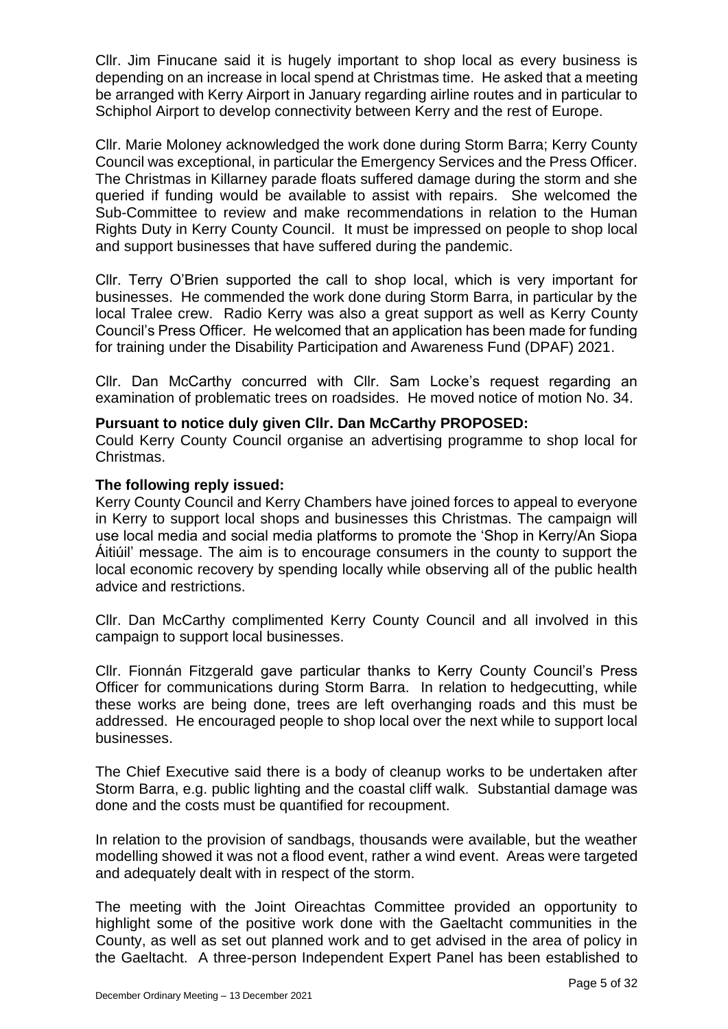Cllr. Jim Finucane said it is hugely important to shop local as every business is depending on an increase in local spend at Christmas time. He asked that a meeting be arranged with Kerry Airport in January regarding airline routes and in particular to Schiphol Airport to develop connectivity between Kerry and the rest of Europe.

Cllr. Marie Moloney acknowledged the work done during Storm Barra; Kerry County Council was exceptional, in particular the Emergency Services and the Press Officer. The Christmas in Killarney parade floats suffered damage during the storm and she queried if funding would be available to assist with repairs. She welcomed the Sub-Committee to review and make recommendations in relation to the Human Rights Duty in Kerry County Council. It must be impressed on people to shop local and support businesses that have suffered during the pandemic.

Cllr. Terry O'Brien supported the call to shop local, which is very important for businesses. He commended the work done during Storm Barra, in particular by the local Tralee crew. Radio Kerry was also a great support as well as Kerry County Council's Press Officer. He welcomed that an application has been made for funding for training under the Disability Participation and Awareness Fund (DPAF) 2021.

Cllr. Dan McCarthy concurred with Cllr. Sam Locke's request regarding an examination of problematic trees on roadsides. He moved notice of motion No. 34.

**Pursuant to notice duly given Cllr. Dan McCarthy PROPOSED:**

Could Kerry County Council organise an advertising programme to shop local for Christmas.

**The following reply issued:**

Kerry County Council and Kerry Chambers have joined forces to appeal to everyone in Kerry to support local shops and businesses this Christmas. The campaign will use local media and social media platforms to promote the 'Shop in Kerry/An Siopa Áitiúil' message. The aim is to encourage consumers in the county to support the local economic recovery by spending locally while observing all of the public health advice and restrictions.

Cllr. Dan McCarthy complimented Kerry County Council and all involved in this campaign to support local businesses.

Cllr. Fionnán Fitzgerald gave particular thanks to Kerry County Council's Press Officer for communications during Storm Barra. In relation to hedgecutting, while these works are being done, trees are left overhanging roads and this must be addressed. He encouraged people to shop local over the next while to support local businesses.

The Chief Executive said there is a body of cleanup works to be undertaken after Storm Barra, e.g. public lighting and the coastal cliff walk. Substantial damage was done and the costs must be quantified for recoupment.

In relation to the provision of sandbags, thousands were available, but the weather modelling showed it was not a flood event, rather a wind event. Areas were targeted and adequately dealt with in respect of the storm.

The meeting with the Joint Oireachtas Committee provided an opportunity to highlight some of the positive work done with the Gaeltacht communities in the County, as well as set out planned work and to get advised in the area of policy in the Gaeltacht. A three-person Independent Expert Panel has been established to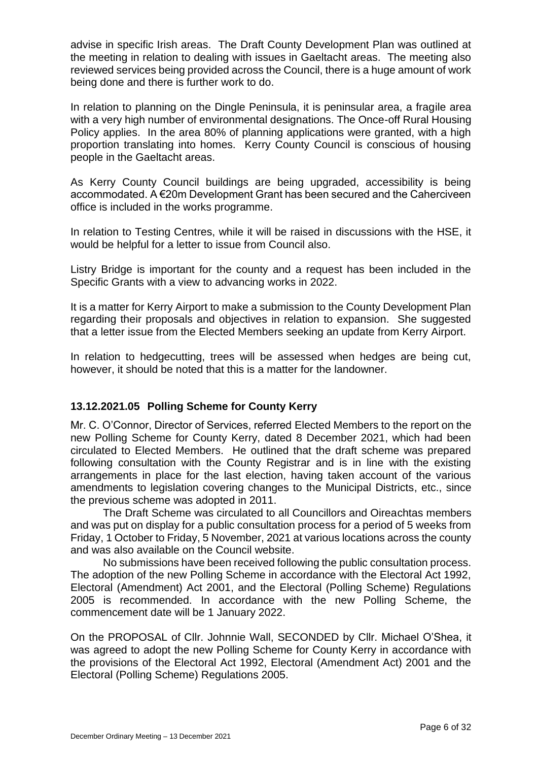advise in specific Irish areas. The Draft County Development Plan was outlined at the meeting in relation to dealing with issues in Gaeltacht areas. The meeting also reviewed services being provided across the Council, there is a huge amount of work being done and there is further work to do.

In relation to planning on the Dingle Peninsula, it is peninsular area, a fragile area with a very high number of environmental designations. The Once-off Rural Housing Policy applies. In the area 80% of planning applications were granted, with a high proportion translating into homes. Kerry County Council is conscious of housing people in the Gaeltacht areas.

As Kerry County Council buildings are being upgraded, accessibility is being accommodated. A €20m Development Grant has been secured and the Caherciveen office is included in the works programme.

In relation to Testing Centres, while it will be raised in discussions with the HSE, it would be helpful for a letter to issue from Council also.

Listry Bridge is important for the county and a request has been included in the Specific Grants with a view to advancing works in 2022.

It is a matter for Kerry Airport to make a submission to the County Development Plan regarding their proposals and objectives in relation to expansion. She suggested that a letter issue from the Elected Members seeking an update from Kerry Airport.

In relation to hedgecutting, trees will be assessed when hedges are being cut, however, it should be noted that this is a matter for the landowner.

### 13.12.2021.05 Polling Scheme for County Kerry

Mr. C. O'Connor, Director of Services, referred Elected Members to the report on the new Polling Scheme for County Kerry, dated 8 December 2021, which had been circulated to Elected Members. He outlined that the draft scheme was prepared following consultation with the County Registrar and is in line with the existing arrangements in place for the last election, having taken account of the various amendments to legislation covering changes to the Municipal Districts, etc., since the previous scheme was adopted in 2011.

The Draft Scheme was circulated to all Councillors and Oireachtas members and was put on display for a public consultation process for a period of 5 weeks from Friday, 1 October to Friday, 5 November, 2021 at various locations across the county and was also available on the Council website.

No submissions have been received following the public consultation process. The adoption of the new Polling Scheme in accordance with the Electoral Act 1992, Electoral (Amendment) Act 2001, and the Electoral (Polling Scheme) Regulations 2005 is recommended. In accordance with the new Polling Scheme, the commencement date will be 1 January 2022.

On the PROPOSAL of Cllr. Johnnie Wall, SECONDED by Cllr. Michael O'Shea, it was agreed to adopt the new Polling Scheme for County Kerry in accordance with the provisions of the Electoral Act 1992, Electoral (Amendment Act) 2001 and the Electoral (Polling Scheme) Regulations 2005.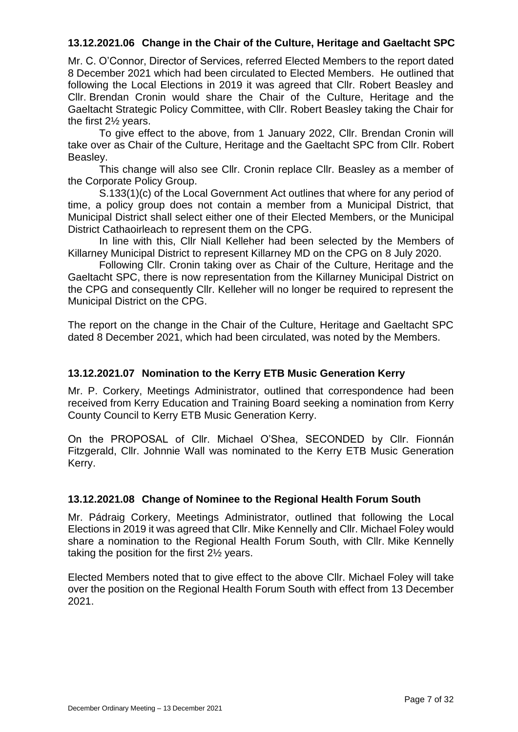### 13.12.2021.06 Change in the Chair of the Culture, Heritage and Gaeltacht SPC

Mr. C. O'Connor, Director of Services, referred Elected Members to the report dated 8 December 2021 which had been circulated to Elected Members. He outlined that following the Local Elections in 2019 it was agreed that Cllr. Robert Beasley and Cllr. Brendan Cronin would share the Chair of the Culture, Heritage and the Gaeltacht Strategic Policy Committee, with Cllr. Robert Beasley taking the Chair for the first 2½ years.

To give effect to the above, from 1 January 2022, Cllr. Brendan Cronin will take over as Chair of the Culture, Heritage and the Gaeltacht SPC from Cllr. Robert Beasley.

This change will also see Cllr. Cronin replace Cllr. Beasley as a member of the Corporate Policy Group.

S.133(1)(c) of the Local Government Act outlines that where for any period of time, a policy group does not contain a member from a Municipal District, that Municipal District shall select either one of their Elected Members, or the Municipal District Cathaoirleach to represent them on the CPG.

In line with this, Cllr Niall Kelleher had been selected by the Members of Killarney Municipal District to represent Killarney MD on the CPG on 8 July 2020.

Following Cllr. Cronin taking over as Chair of the Culture, Heritage and the Gaeltacht SPC, there is now representation from the Killarney Municipal District on the CPG and consequently Cllr. Kelleher will no longer be required to represent the Municipal District on the CPG.

The report on the change in the Chair of the Culture, Heritage and Gaeltacht SPC dated 8 December 2021, which had been circulated, was noted by the Members.

### 13.12.2021.07 Nomination to the Kerry ETB Music Generation Kerry

Mr. P. Corkery, Meetings Administrator, outlined that correspondence had been received from Kerry Education and Training Board seeking a nomination from Kerry County Council to Kerry ETB Music Generation Kerry.

On the PROPOSAL of Cllr. Michael O'Shea, SECONDED by Cllr. Fionnán Fitzgerald, Cllr. Johnnie Wall was nominated to the Kerry ETB Music Generation Kerry.

### 13.12.2021.08 Change of Nominee to the Regional Health Forum South

Mr. Pádraig Corkery, Meetings Administrator, outlined that following the Local Elections in 2019 it was agreed that Cllr. Mike Kennelly and Cllr. Michael Foley would share a nomination to the Regional Health Forum South, with Cllr. Mike Kennelly taking the position for the first 2½ years.

Elected Members noted that to give effect to the above Cllr. Michael Foley will take over the position on the Regional Health Forum South with effect from 13 December 2021.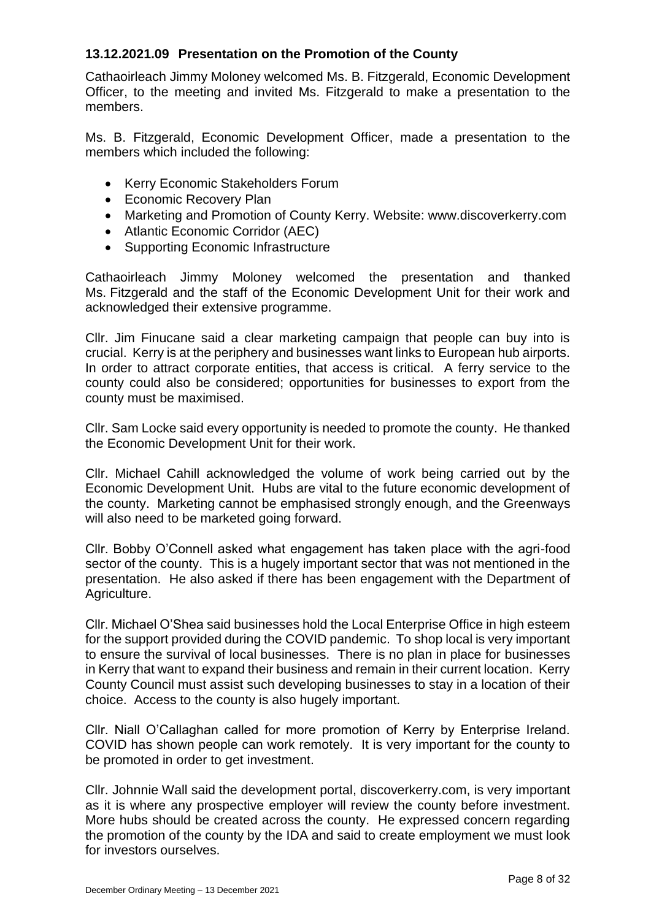### 13.12.2021.09 Presentation on the Promotion of the County

Cathaoirleach Jimmy Moloney welcomed Ms. B. Fitzgerald, Economic Development Officer, to the meeting and invited Ms. Fitzgerald to make a presentation to the members.

Ms. B. Fitzgerald, Economic Development Officer, made a presentation to the members which included the following:

- Kerry Economic Stakeholders Forum
- Economic Recovery Plan
- Marketing and Promotion of County Kerry. Website: www.discoverkerry.com
- Atlantic Economic Corridor (AEC)
- Supporting Economic Infrastructure

Cathaoirleach Jimmy Moloney welcomed the presentation and thanked Ms. Fitzgerald and the staff of the Economic Development Unit for their work and acknowledged their extensive programme.

Cllr. Jim Finucane said a clear marketing campaign that people can buy into is crucial. Kerry is at the periphery and businesses want links to European hub airports. In order to attract corporate entities, that access is critical. A ferry service to the county could also be considered; opportunities for businesses to export from the county must be maximised.

Cllr. Sam Locke said every opportunity is needed to promote the county. He thanked the Economic Development Unit for their work.

Cllr. Michael Cahill acknowledged the volume of work being carried out by the Economic Development Unit. Hubs are vital to the future economic development of the county. Marketing cannot be emphasised strongly enough, and the Greenways will also need to be marketed going forward.

Cllr. Bobby O'Connell asked what engagement has taken place with the agri-food sector of the county. This is a hugely important sector that was not mentioned in the presentation. He also asked if there has been engagement with the Department of Agriculture.

Cllr. Michael O'Shea said businesses hold the Local Enterprise Office in high esteem for the support provided during the COVID pandemic. To shop local is very important to ensure the survival of local businesses. There is no plan in place for businesses in Kerry that want to expand their business and remain in their current location. Kerry County Council must assist such developing businesses to stay in a location of their choice. Access to the county is also hugely important.

Cllr. Niall O'Callaghan called for more promotion of Kerry by Enterprise Ireland. COVID has shown people can work remotely. It is very important for the county to be promoted in order to get investment.

Cllr. Johnnie Wall said the development portal, discoverkerry.com, is very important as it is where any prospective employer will review the county before investment. More hubs should be created across the county. He expressed concern regarding the promotion of the county by the IDA and said to create employment we must look for investors ourselves.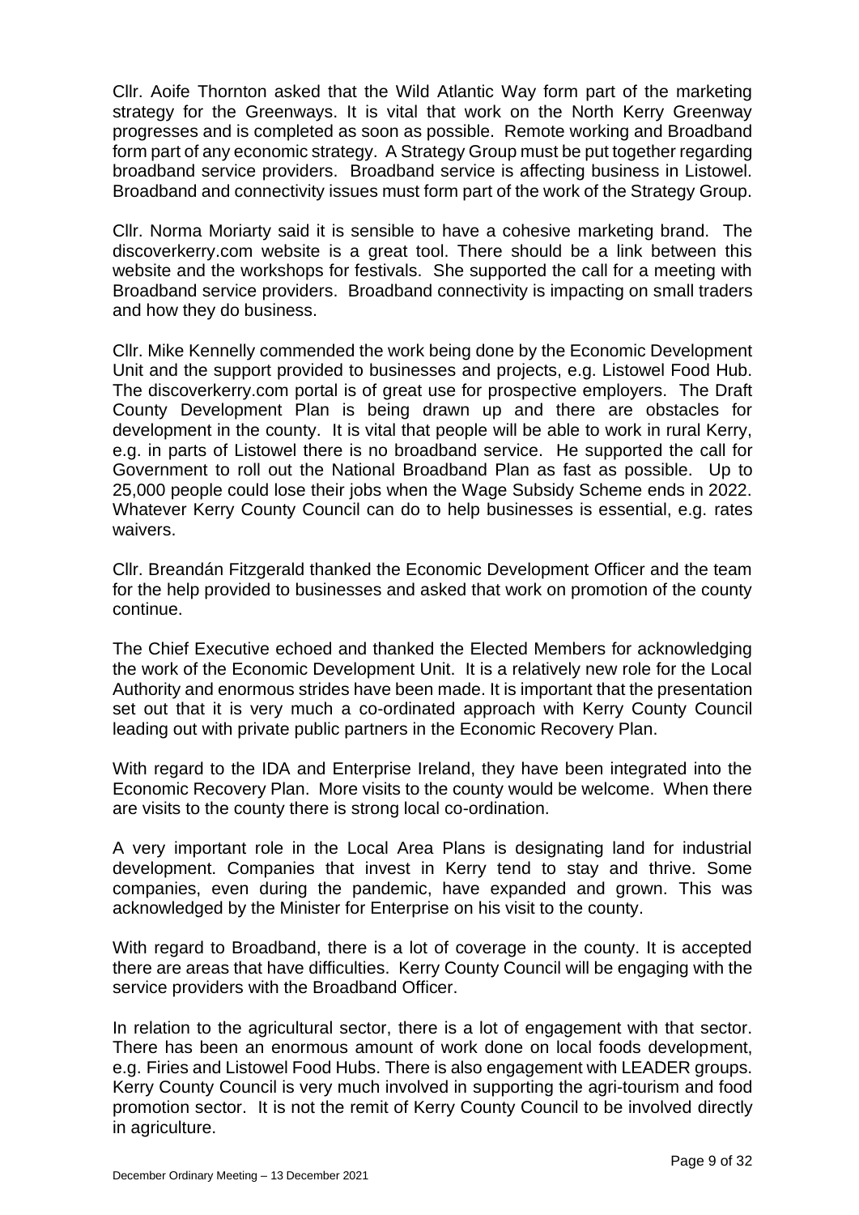Cllr. Aoife Thornton asked that the Wild Atlantic Way form part of the marketing strategy for the Greenways. It is vital that work on the North Kerry Greenway progresses and is completed as soon as possible. Remote working and Broadband form part of any economic strategy. A Strategy Group must be put together regarding broadband service providers. Broadband service is affecting business in Listowel. Broadband and connectivity issues must form part of the work of the Strategy Group.

Cllr. Norma Moriarty said it is sensible to have a cohesive marketing brand. The discoverkerry.com website is a great tool. There should be a link between this website and the workshops for festivals. She supported the call for a meeting with Broadband service providers. Broadband connectivity is impacting on small traders and how they do business.

Cllr. Mike Kennelly commended the work being done by the Economic Development Unit and the support provided to businesses and projects, e.g. Listowel Food Hub. The discoverkerry.com portal is of great use for prospective employers. The Draft County Development Plan is being drawn up and there are obstacles for development in the county. It is vital that people will be able to work in rural Kerry, e.g. in parts of Listowel there is no broadband service. He supported the call for Government to roll out the National Broadband Plan as fast as possible. Up to 25,000 people could lose their jobs when the Wage Subsidy Scheme ends in 2022. Whatever Kerry County Council can do to help businesses is essential, e.g. rates waivers.

Cllr. Breandán Fitzgerald thanked the Economic Development Officer and the team for the help provided to businesses and asked that work on promotion of the county continue.

The Chief Executive echoed and thanked the Elected Members for acknowledging the work of the Economic Development Unit. It is a relatively new role for the Local Authority and enormous strides have been made. It is important that the presentation set out that it is very much a co-ordinated approach with Kerry County Council leading out with private public partners in the Economic Recovery Plan.

With regard to the IDA and Enterprise Ireland, they have been integrated into the Economic Recovery Plan. More visits to the county would be welcome. When there are visits to the county there is strong local co-ordination.

A very important role in the Local Area Plans is designating land for industrial development. Companies that invest in Kerry tend to stay and thrive. Some companies, even during the pandemic, have expanded and grown. This was acknowledged by the Minister for Enterprise on his visit to the county.

With regard to Broadband, there is a lot of coverage in the county. It is accepted there are areas that have difficulties. Kerry County Council will be engaging with the service providers with the Broadband Officer.

In relation to the agricultural sector, there is a lot of engagement with that sector. There has been an enormous amount of work done on local foods development, e.g. Firies and Listowel Food Hubs. There is also engagement with LEADER groups. Kerry County Council is very much involved in supporting the agri-tourism and food promotion sector. It is not the remit of Kerry County Council to be involved directly in agriculture.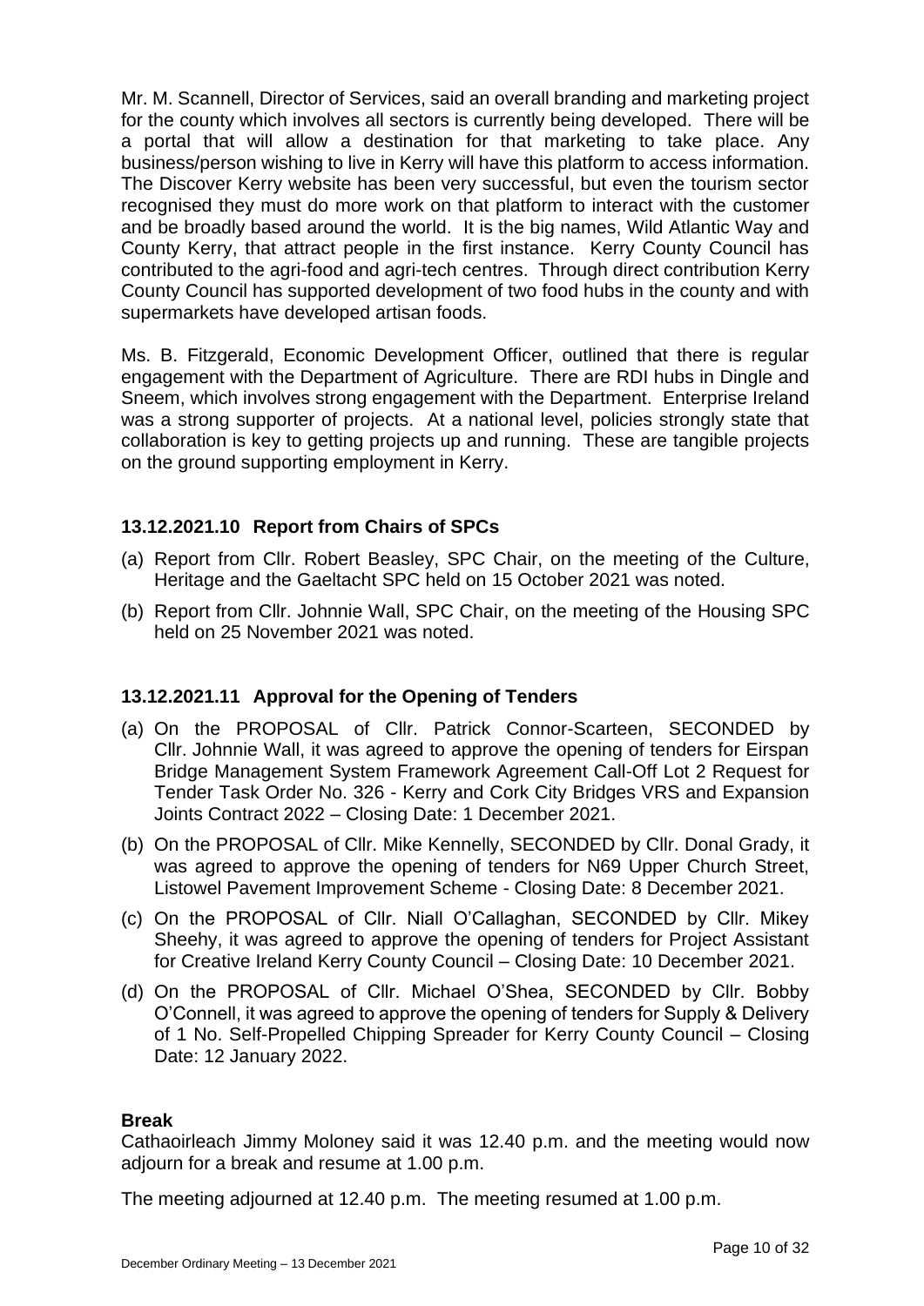Mr. M. Scannell, Director of Services, said an overall branding and marketing project for the county which involves all sectors is currently being developed. There will be a portal that will allow a destination for that marketing to take place. Any business/person wishing to live in Kerry will have this platform to access information. The Discover Kerry website has been very successful, but even the tourism sector recognised they must do more work on that platform to interact with the customer and be broadly based around the world. It is the big names, Wild Atlantic Way and County Kerry, that attract people in the first instance. Kerry County Council has contributed to the agri-food and agri-tech centres. Through direct contribution Kerry County Council has supported development of two food hubs in the county and with supermarkets have developed artisan foods.

Ms. B. Fitzgerald, Economic Development Officer, outlined that there is regular engagement with the Department of Agriculture. There are RDI hubs in Dingle and Sneem, which involves strong engagement with the Department. Enterprise Ireland was a strong supporter of projects. At a national level, policies strongly state that collaboration is key to getting projects up and running. These are tangible projects on the ground supporting employment in Kerry.

### 13.12.2021.10 Report from Chairs of SPCs

(a) Report from Cllr. Robert Beasley, SPC Chair, on the meeting of the Culture, Heritage and the Gaeltacht SPC held on 15 October 2021 was noted.

(b) Report from Cllr. Johnnie Wall, SPC Chair, on the meeting of the Housing SPC held on 25 November 2021 was noted.

### 13.12.2021.11 Approval for the Opening of Tenders

(a) On the PROPOSAL of Cllr. Patrick Connor-Scarteen, SECONDED by Cllr. Johnnie Wall, it was agreed to approve the opening of tenders for Eirspan Bridge Management System Framework Agreement Call-Off Lot 2 Request for Tender Task Order No. 326 - Kerry and Cork City Bridges VRS and Expansion Joints Contract 2022 – Closing Date: 1 December 2021.

(b) On the PROPOSAL of Cllr. Mike Kennelly, SECONDED by Cllr. Donal Grady, it was agreed to approve the opening of tenders for N69 Upper Church Street, Listowel Pavement Improvement Scheme - Closing Date: 8 December 2021.

(c) On the PROPOSAL of Cllr. Niall O'Callaghan, SECONDED by Cllr. Mikey Sheehy, it was agreed to approve the opening of tenders for Project Assistant for Creative Ireland Kerry County Council – Closing Date: 10 December 2021.

(d) On the PROPOSAL of Cllr. Michael O'Shea, SECONDED by Cllr. Bobby O'Connell, it was agreed to approve the opening of tenders for Supply & Delivery of 1 No. Self-Propelled Chipping Spreader for Kerry County Council – Closing Date: 12 January 2022.

**Break**

Cathaoirleach Jimmy Moloney said it was 12.40 p.m. and the meeting would now adjourn for a break and resume at 1.00 p.m.

The meeting adjourned at 12.40 p.m. The meeting resumed at 1.00 p.m.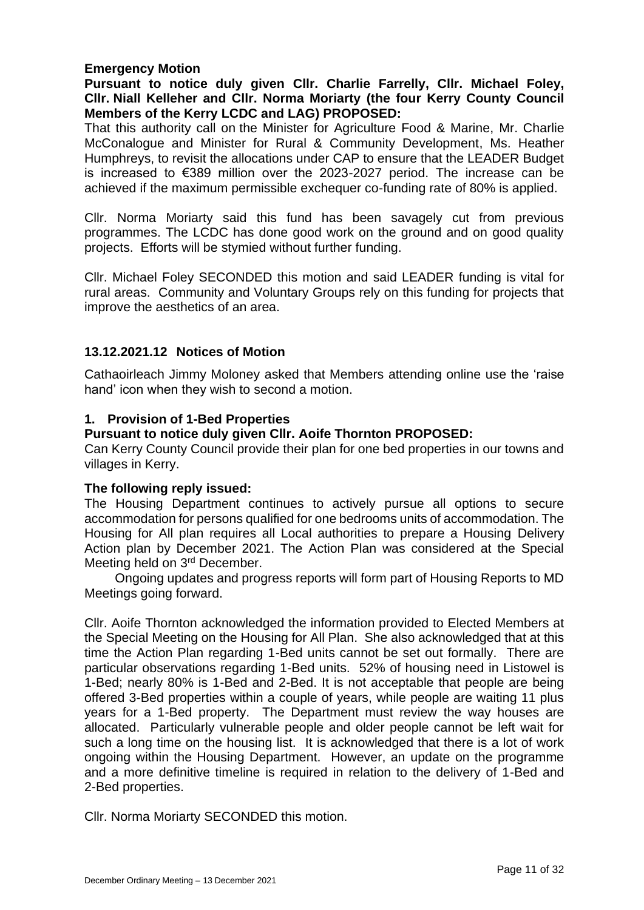**Emergency Motion**

**Pursuant to notice duly given Cllr. Charlie Farrelly, Cllr. Michael Foley, Cllr. Niall Kelleher and Cllr. Norma Moriarty (the four Kerry County Council Members of the Kerry LCDC and LAG) PROPOSED:**

That this authority call on the Minister for Agriculture Food & Marine, Mr. Charlie McConalogue and Minister for Rural & Community Development, Ms. Heather Humphreys, to revisit the allocations under CAP to ensure that the LEADER Budget is increased to €389 million over the 2023-2027 period. The increase can be achieved if the maximum permissible exchequer co-funding rate of 80% is applied.

Cllr. Norma Moriarty said this fund has been savagely cut from previous programmes. The LCDC has done good work on the ground and on good quality projects. Efforts will be stymied without further funding.

Cllr. Michael Foley SECONDED this motion and said LEADER funding is vital for rural areas. Community and Voluntary Groups rely on this funding for projects that improve the aesthetics of an area.

## 13.12.2021.12 Notices of Motion

Cathaoirleach Jimmy Moloney asked that Members attending online use the 'raise hand' icon when they wish to second a motion.

### 1. Provision of 1-Bed Properties

**Pursuant to notice duly given Cllr. Aoife Thornton PROPOSED:**

Can Kerry County Council provide their plan for one bed properties in our towns and villages in Kerry.

**The following reply issued:**

The Housing Department continues to actively pursue all options to secure accommodation for persons qualified for one bedrooms units of accommodation. The Housing for All plan requires all Local authorities to prepare a Housing Delivery Action plan by December 2021. The Action Plan was considered at the Special Meeting held on 3rd December.

Ongoing updates and progress reports will form part of Housing Reports to MD Meetings going forward.

Cllr. Aoife Thornton acknowledged the information provided to Elected Members at the Special Meeting on the Housing for All Plan. She also acknowledged that at this time the Action Plan regarding 1-Bed units cannot be set out formally. There are particular observations regarding 1-Bed units. 52% of housing need in Listowel is 1-Bed; nearly 80% is 1-Bed and 2-Bed. It is not acceptable that people are being offered 3-Bed properties within a couple of years, while people are waiting 11 plus years for a 1-Bed property. The Department must review the way houses are allocated. Particularly vulnerable people and older people cannot be left wait for such a long time on the housing list. It is acknowledged that there is a lot of work ongoing within the Housing Department. However, an update on the programme and a more definitive timeline is required in relation to the delivery of 1-Bed and 2-Bed properties.

Cllr. Norma Moriarty SECONDED this motion.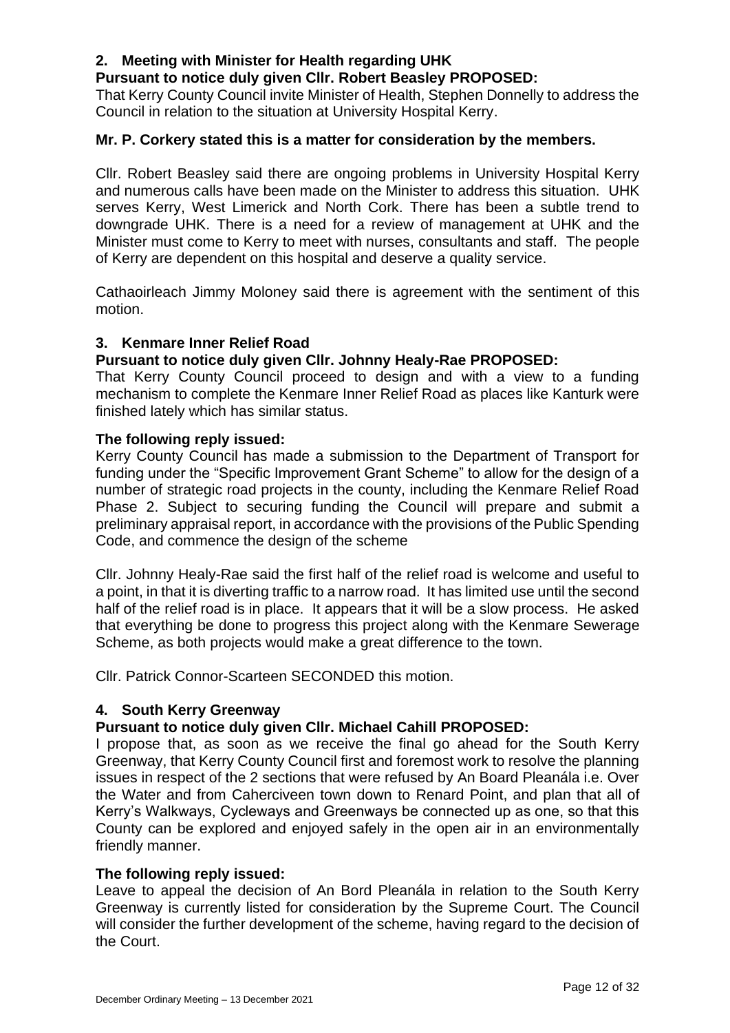## 2. Meeting with Minister for Health regarding UHK

**Pursuant to notice duly given Cllr. Robert Beasley PROPOSED:**

That Kerry County Council invite Minister of Health, Stephen Donnelly to address the Council in relation to the situation at University Hospital Kerry.

**Mr. P. Corkery stated this is a matter for consideration by the members.**

Cllr. Robert Beasley said there are ongoing problems in University Hospital Kerry and numerous calls have been made on the Minister to address this situation. UHK serves Kerry, West Limerick and North Cork. There has been a subtle trend to downgrade UHK. There is a need for a review of management at UHK and the Minister must come to Kerry to meet with nurses, consultants and staff. The people of Kerry are dependent on this hospital and deserve a quality service.

Cathaoirleach Jimmy Moloney said there is agreement with the sentiment of this motion.

## 3. Kenmare Inner Relief Road

**Pursuant to notice duly given Cllr. Johnny Healy-Rae PROPOSED:**

That Kerry County Council proceed to design and with a view to a funding mechanism to complete the Kenmare Inner Relief Road as places like Kanturk were finished lately which has similar status.

**The following reply issued:**

Kerry County Council has made a submission to the Department of Transport for funding under the "Specific Improvement Grant Scheme" to allow for the design of a number of strategic road projects in the county, including the Kenmare Relief Road Phase 2. Subject to securing funding the Council will prepare and submit a preliminary appraisal report, in accordance with the provisions of the Public Spending Code, and commence the design of the scheme

Cllr. Johnny Healy-Rae said the first half of the relief road is welcome and useful to a point, in that it is diverting traffic to a narrow road. It has limited use until the second half of the relief road is in place. It appears that it will be a slow process. He asked that everything be done to progress this project along with the Kenmare Sewerage Scheme, as both projects would make a great difference to the town.

Cllr. Patrick Connor-Scarteen SECONDED this motion.

## 4. South Kerry Greenway

**Pursuant to notice duly given Cllr. Michael Cahill PROPOSED:**

I propose that, as soon as we receive the final go ahead for the South Kerry Greenway, that Kerry County Council first and foremost work to resolve the planning issues in respect of the 2 sections that were refused by An Board Pleanála i.e. Over the Water and from Caherciveen town down to Renard Point, and plan that all of Kerry's Walkways, Cycleways and Greenways be connected up as one, so that this County can be explored and enjoyed safely in the open air in an environmentally friendly manner.

**The following reply issued:**

Leave to appeal the decision of An Bord Pleanála in relation to the South Kerry Greenway is currently listed for consideration by the Supreme Court. The Council will consider the further development of the scheme, having regard to the decision of the Court.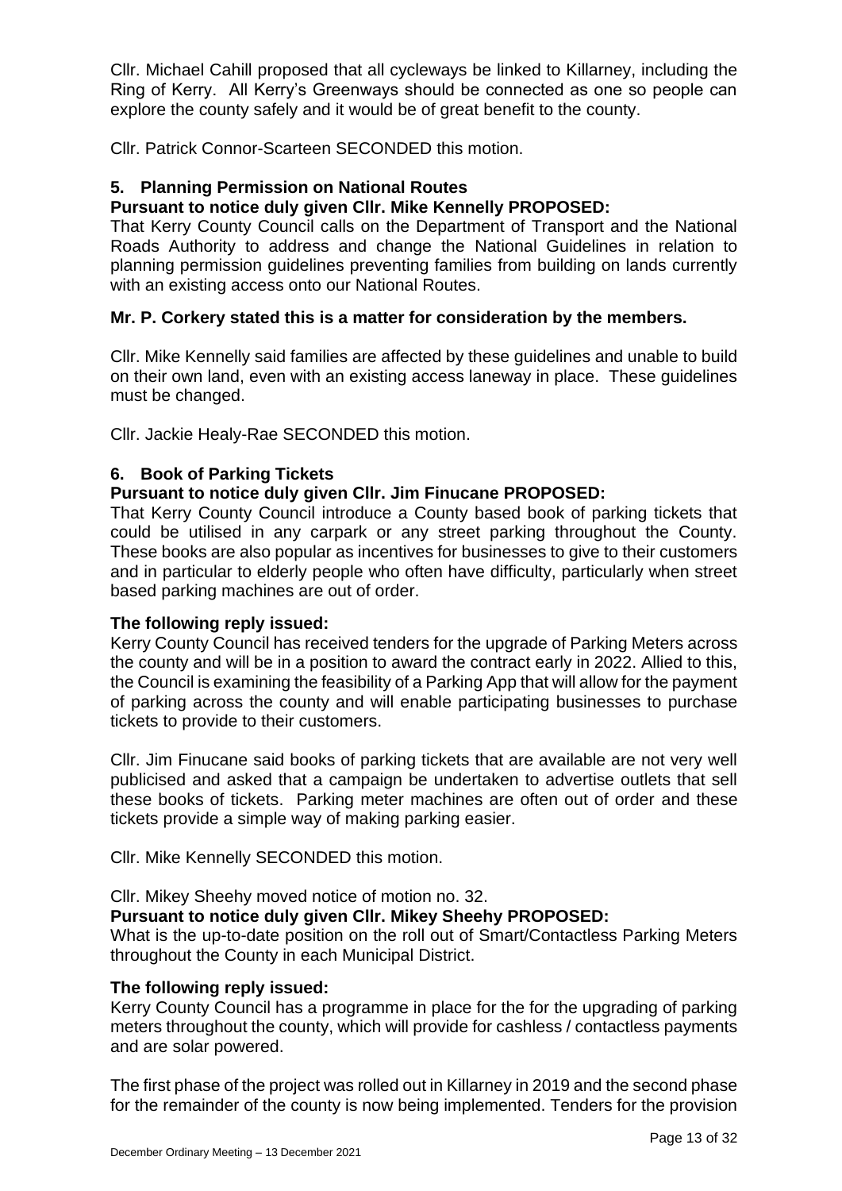Cllr. Michael Cahill proposed that all cycleways be linked to Killarney, including the Ring of Kerry. All Kerry's Greenways should be connected as one so people can explore the county safely and it would be of great benefit to the county.

Cllr. Patrick Connor-Scarteen SECONDED this motion.

## 5. Planning Permission on National Routes

**Pursuant to notice duly given Cllr. Mike Kennelly PROPOSED:**

That Kerry County Council calls on the Department of Transport and the National Roads Authority to address and change the National Guidelines in relation to planning permission guidelines preventing families from building on lands currently with an existing access onto our National Routes.

**Mr. P. Corkery stated this is a matter for consideration by the members.**

Cllr. Mike Kennelly said families are affected by these guidelines and unable to build on their own land, even with an existing access laneway in place. These guidelines must be changed.

Cllr. Jackie Healy-Rae SECONDED this motion.

## 6. Book of Parking Tickets

**Pursuant to notice duly given Cllr. Jim Finucane PROPOSED:**

That Kerry County Council introduce a County based book of parking tickets that could be utilised in any carpark or any street parking throughout the County. These books are also popular as incentives for businesses to give to their customers and in particular to elderly people who often have difficulty, particularly when street based parking machines are out of order.

**The following reply issued:**

Kerry County Council has received tenders for the upgrade of Parking Meters across the county and will be in a position to award the contract early in 2022. Allied to this, the Council is examining the feasibility of a Parking App that will allow for the payment of parking across the county and will enable participating businesses to purchase tickets to provide to their customers.

Cllr. Jim Finucane said books of parking tickets that are available are not very well publicised and asked that a campaign be undertaken to advertise outlets that sell these books of tickets. Parking meter machines are often out of order and these tickets provide a simple way of making parking easier.

Cllr. Mike Kennelly SECONDED this motion.

Cllr. Mikey Sheehy moved notice of motion no. 32.

**Pursuant to notice duly given Cllr. Mikey Sheehy PROPOSED:**

What is the up-to-date position on the roll out of Smart/Contactless Parking Meters throughout the County in each Municipal District.

**The following reply issued:**

Kerry County Council has a programme in place for the for the upgrading of parking meters throughout the county, which will provide for cashless / contactless payments and are solar powered.

The first phase of the project was rolled out in Killarney in 2019 and the second phase for the remainder of the county is now being implemented. Tenders for the provision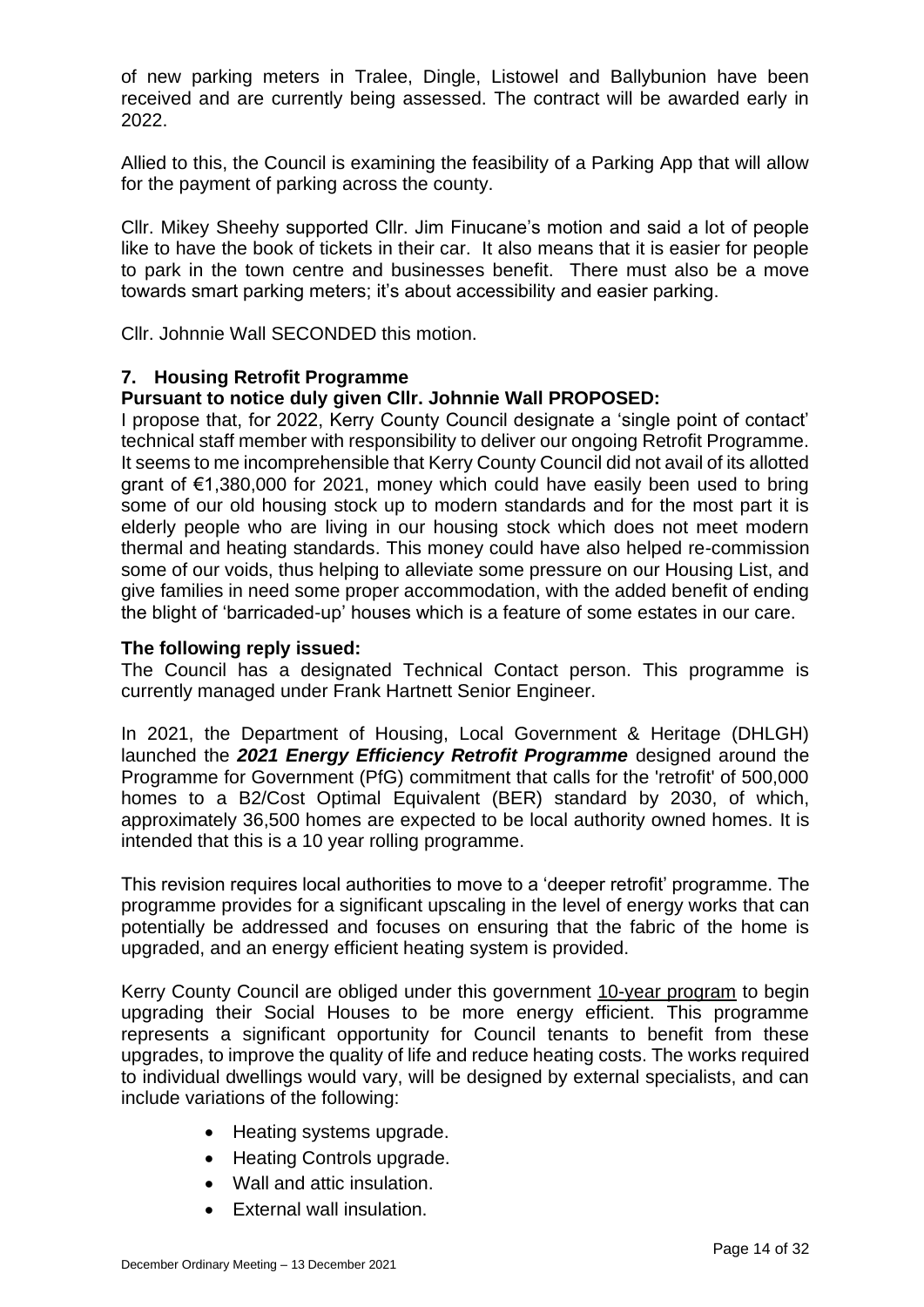of new parking meters in Tralee, Dingle, Listowel and Ballybunion have been received and are currently being assessed. The contract will be awarded early in 2022.

Allied to this, the Council is examining the feasibility of a Parking App that will allow for the payment of parking across the county.

Cllr. Mikey Sheehy supported Cllr. Jim Finucane's motion and said a lot of people like to have the book of tickets in their car. It also means that it is easier for people to park in the town centre and businesses benefit. There must also be a move towards smart parking meters; it's about accessibility and easier parking.

Cllr. Johnnie Wall SECONDED this motion.

## 7. Housing Retrofit Programme

**Pursuant to notice duly given Cllr. Johnnie Wall PROPOSED:**

I propose that, for 2022, Kerry County Council designate a 'single point of contact' technical staff member with responsibility to deliver our ongoing Retrofit Programme. It seems to me incomprehensible that Kerry County Council did not avail of its allotted grant of €1,380,000 for 2021, money which could have easily been used to bring some of our old housing stock up to modern standards and for the most part it is elderly people who are living in our housing stock which does not meet modern thermal and heating standards. This money could have also helped re-commission some of our voids, thus helping to alleviate some pressure on our Housing List, and give families in need some proper accommodation, with the added benefit of ending the blight of 'barricaded-up' houses which is a feature of some estates in our care.

**The following reply issued:**

The Council has a designated Technical Contact person. This programme is currently managed under Frank Hartnett Senior Engineer.

In 2021, the Department of Housing, Local Government & Heritage (DHLGH) launched the ***2021 Energy Efficiency Retrofit Programme*** designed around the Programme for Government (PfG) commitment that calls for the 'retrofit' of 500,000 homes to a B2/Cost Optimal Equivalent (BER) standard by 2030, of which, approximately 36,500 homes are expected to be local authority owned homes. It is intended that this is a 10 year rolling programme.

This revision requires local authorities to move to a 'deeper retrofit' programme. The programme provides for a significant upscaling in the level of energy works that can potentially be addressed and focuses on ensuring that the fabric of the home is upgraded, and an energy efficient heating system is provided.

Kerry County Council are obliged under this government 10-year program to begin upgrading their Social Houses to be more energy efficient. This programme represents a significant opportunity for Council tenants to benefit from these upgrades, to improve the quality of life and reduce heating costs. The works required to individual dwellings would vary, will be designed by external specialists, and can include variations of the following:

- Heating systems upgrade.
- Heating Controls upgrade.
- Wall and attic insulation.
- External wall insulation.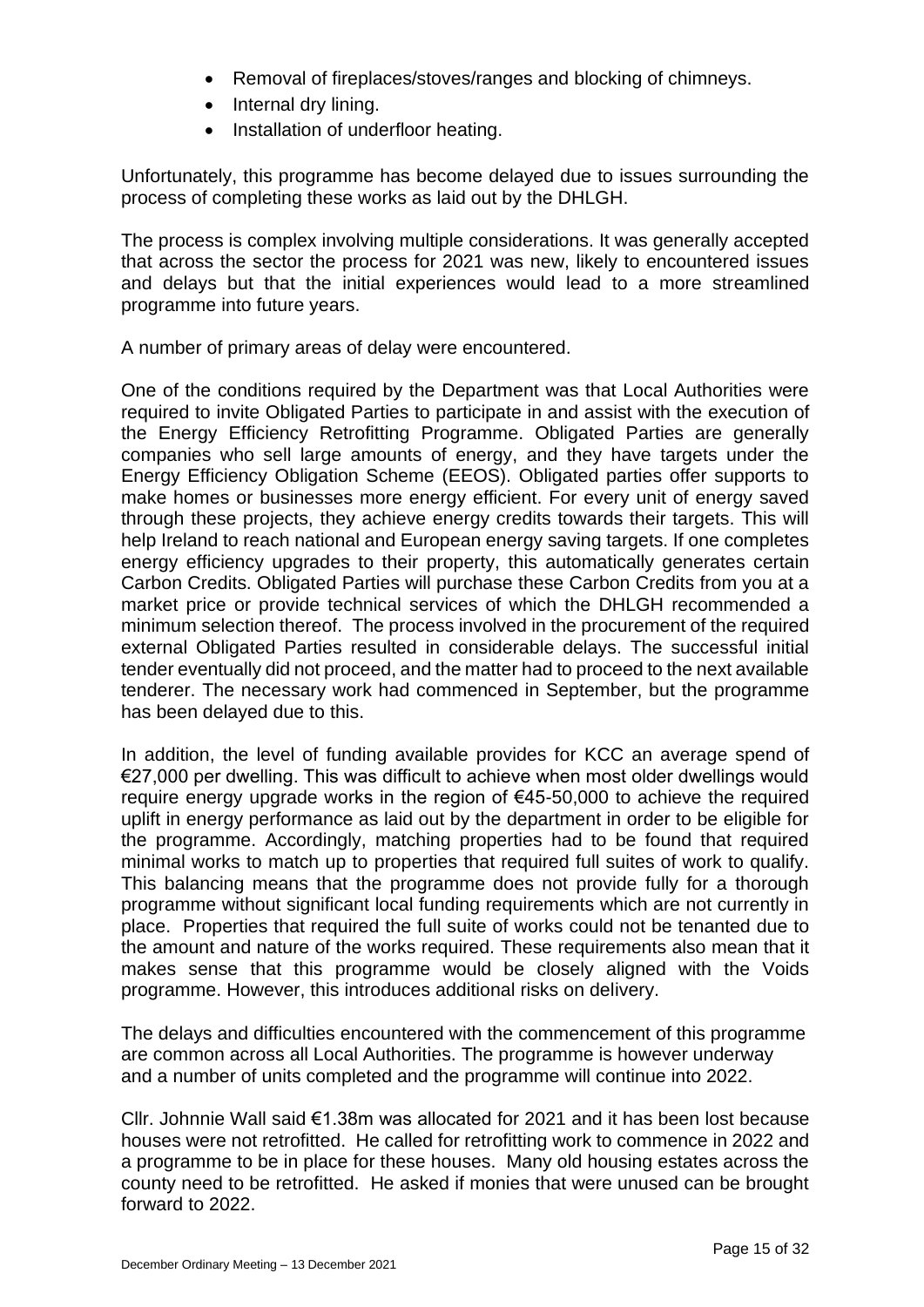- Removal of fireplaces/stoves/ranges and blocking of chimneys.
- Internal dry lining.
- Installation of underfloor heating.

Unfortunately, this programme has become delayed due to issues surrounding the process of completing these works as laid out by the DHLGH.

The process is complex involving multiple considerations. It was generally accepted that across the sector the process for 2021 was new, likely to encountered issues and delays but that the initial experiences would lead to a more streamlined programme into future years.

A number of primary areas of delay were encountered.

One of the conditions required by the Department was that Local Authorities were required to invite Obligated Parties to participate in and assist with the execution of the Energy Efficiency Retrofitting Programme. Obligated Parties are generally companies who sell large amounts of energy, and they have targets under the Energy Efficiency Obligation Scheme (EEOS). Obligated parties offer supports to make homes or businesses more energy efficient. For every unit of energy saved through these projects, they achieve energy credits towards their targets. This will help Ireland to reach national and European energy saving targets. If one completes energy efficiency upgrades to their property, this automatically generates certain Carbon Credits. Obligated Parties will purchase these Carbon Credits from you at a market price or provide technical services of which the DHLGH recommended a minimum selection thereof. The process involved in the procurement of the required external Obligated Parties resulted in considerable delays. The successful initial tender eventually did not proceed, and the matter had to proceed to the next available tenderer. The necessary work had commenced in September, but the programme has been delayed due to this.

In addition, the level of funding available provides for KCC an average spend of €27,000 per dwelling. This was difficult to achieve when most older dwellings would require energy upgrade works in the region of €45-50,000 to achieve the required uplift in energy performance as laid out by the department in order to be eligible for the programme. Accordingly, matching properties had to be found that required minimal works to match up to properties that required full suites of work to qualify. This balancing means that the programme does not provide fully for a thorough programme without significant local funding requirements which are not currently in place. Properties that required the full suite of works could not be tenanted due to the amount and nature of the works required. These requirements also mean that it makes sense that this programme would be closely aligned with the Voids programme. However, this introduces additional risks on delivery.

The delays and difficulties encountered with the commencement of this programme are common across all Local Authorities. The programme is however underway and a number of units completed and the programme will continue into 2022.

Cllr. Johnnie Wall said €1.38m was allocated for 2021 and it has been lost because houses were not retrofitted. He called for retrofitting work to commence in 2022 and a programme to be in place for these houses. Many old housing estates across the county need to be retrofitted. He asked if monies that were unused can be brought forward to 2022.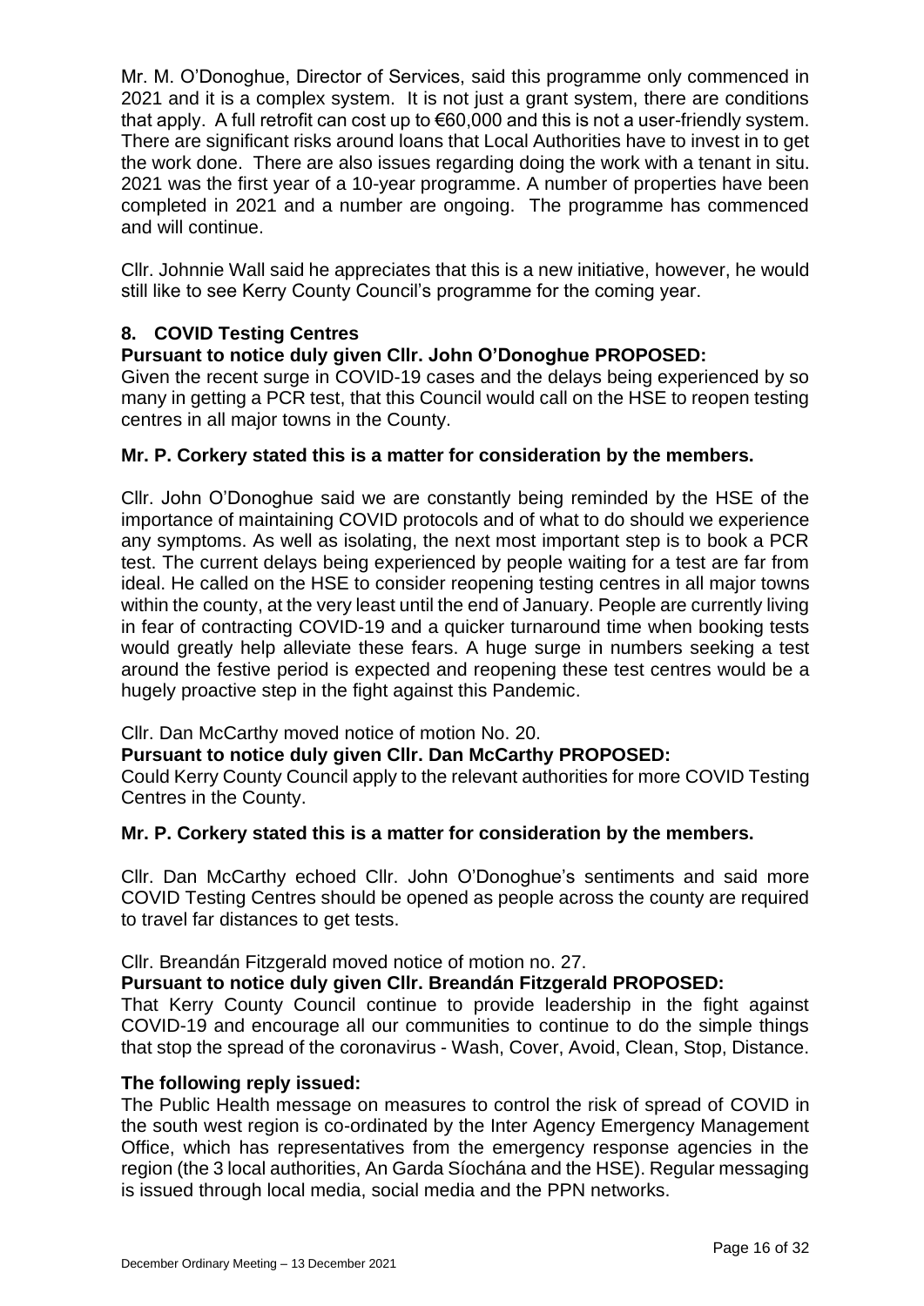Mr. M. O'Donoghue, Director of Services, said this programme only commenced in 2021 and it is a complex system. It is not just a grant system, there are conditions that apply. A full retrofit can cost up to €60,000 and this is not a user-friendly system. There are significant risks around loans that Local Authorities have to invest in to get the work done. There are also issues regarding doing the work with a tenant in situ. 2021 was the first year of a 10-year programme. A number of properties have been completed in 2021 and a number are ongoing. The programme has commenced and will continue.

Cllr. Johnnie Wall said he appreciates that this is a new initiative, however, he would still like to see Kerry County Council's programme for the coming year.

## 8. COVID Testing Centres

**Pursuant to notice duly given Cllr. John O'Donoghue PROPOSED:**

Given the recent surge in COVID-19 cases and the delays being experienced by so many in getting a PCR test, that this Council would call on the HSE to reopen testing centres in all major towns in the County.

**Mr. P. Corkery stated this is a matter for consideration by the members.**

Cllr. John O'Donoghue said we are constantly being reminded by the HSE of the importance of maintaining COVID protocols and of what to do should we experience any symptoms. As well as isolating, the next most important step is to book a PCR test. The current delays being experienced by people waiting for a test are far from ideal. He called on the HSE to consider reopening testing centres in all major towns within the county, at the very least until the end of January. People are currently living in fear of contracting COVID-19 and a quicker turnaround time when booking tests would greatly help alleviate these fears. A huge surge in numbers seeking a test around the festive period is expected and reopening these test centres would be a hugely proactive step in the fight against this Pandemic.

Cllr. Dan McCarthy moved notice of motion No. 20.

**Pursuant to notice duly given Cllr. Dan McCarthy PROPOSED:**

Could Kerry County Council apply to the relevant authorities for more COVID Testing Centres in the County.

**Mr. P. Corkery stated this is a matter for consideration by the members.**

Cllr. Dan McCarthy echoed Cllr. John O'Donoghue's sentiments and said more COVID Testing Centres should be opened as people across the county are required to travel far distances to get tests.

Cllr. Breandán Fitzgerald moved notice of motion no. 27.

**Pursuant to notice duly given Cllr. Breandán Fitzgerald PROPOSED:**

That Kerry County Council continue to provide leadership in the fight against COVID-19 and encourage all our communities to continue to do the simple things that stop the spread of the coronavirus - Wash, Cover, Avoid, Clean, Stop, Distance.

**The following reply issued:**

The Public Health message on measures to control the risk of spread of COVID in the south west region is co-ordinated by the Inter Agency Emergency Management Office, which has representatives from the emergency response agencies in the region (the 3 local authorities, An Garda Síochána and the HSE). Regular messaging is issued through local media, social media and the PPN networks.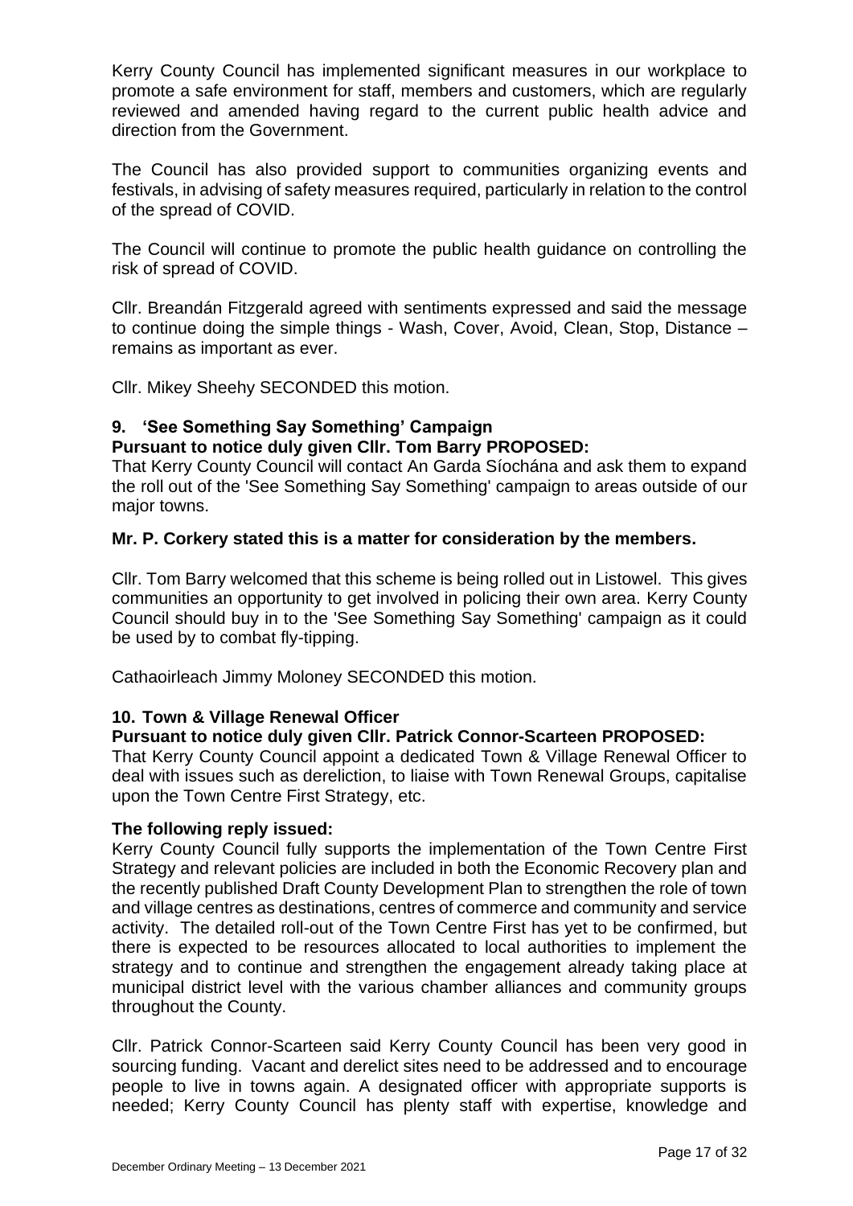Kerry County Council has implemented significant measures in our workplace to promote a safe environment for staff, members and customers, which are regularly reviewed and amended having regard to the current public health advice and direction from the Government.

The Council has also provided support to communities organizing events and festivals, in advising of safety measures required, particularly in relation to the control of the spread of COVID.

The Council will continue to promote the public health guidance on controlling the risk of spread of COVID.

Cllr. Breandán Fitzgerald agreed with sentiments expressed and said the message to continue doing the simple things - Wash, Cover, Avoid, Clean, Stop, Distance – remains as important as ever.

Cllr. Mikey Sheehy SECONDED this motion.

## 9. 'See Something Say Something' Campaign

**Pursuant to notice duly given Cllr. Tom Barry PROPOSED:**

That Kerry County Council will contact An Garda Síochána and ask them to expand the roll out of the 'See Something Say Something' campaign to areas outside of our major towns.

**Mr. P. Corkery stated this is a matter for consideration by the members.**

Cllr. Tom Barry welcomed that this scheme is being rolled out in Listowel. This gives communities an opportunity to get involved in policing their own area. Kerry County Council should buy in to the 'See Something Say Something' campaign as it could be used by to combat fly-tipping.

Cathaoirleach Jimmy Moloney SECONDED this motion.

## 10. Town & Village Renewal Officer

**Pursuant to notice duly given Cllr. Patrick Connor-Scarteen PROPOSED:**

That Kerry County Council appoint a dedicated Town & Village Renewal Officer to deal with issues such as dereliction, to liaise with Town Renewal Groups, capitalise upon the Town Centre First Strategy, etc.

**The following reply issued:**

Kerry County Council fully supports the implementation of the Town Centre First Strategy and relevant policies are included in both the Economic Recovery plan and the recently published Draft County Development Plan to strengthen the role of town and village centres as destinations, centres of commerce and community and service activity. The detailed roll-out of the Town Centre First has yet to be confirmed, but there is expected to be resources allocated to local authorities to implement the strategy and to continue and strengthen the engagement already taking place at municipal district level with the various chamber alliances and community groups throughout the County.

Cllr. Patrick Connor-Scarteen said Kerry County Council has been very good in sourcing funding. Vacant and derelict sites need to be addressed and to encourage people to live in towns again. A designated officer with appropriate supports is needed; Kerry County Council has plenty staff with expertise, knowledge and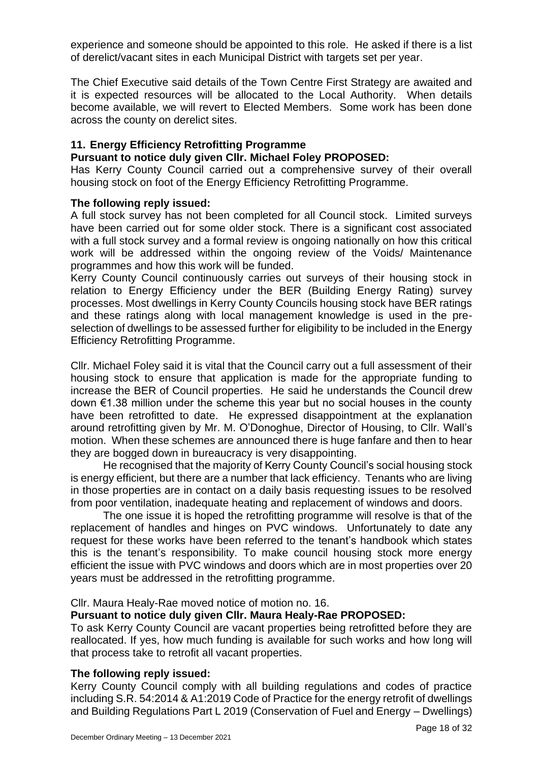experience and someone should be appointed to this role. He asked if there is a list of derelict/vacant sites in each Municipal District with targets set per year.

The Chief Executive said details of the Town Centre First Strategy are awaited and it is expected resources will be allocated to the Local Authority. When details become available, we will revert to Elected Members. Some work has been done across the county on derelict sites.

## 11. Energy Efficiency Retrofitting Programme

**Pursuant to notice duly given Cllr. Michael Foley PROPOSED:**

Has Kerry County Council carried out a comprehensive survey of their overall housing stock on foot of the Energy Efficiency Retrofitting Programme.

**The following reply issued:**

A full stock survey has not been completed for all Council stock. Limited surveys have been carried out for some older stock. There is a significant cost associated with a full stock survey and a formal review is ongoing nationally on how this critical work will be addressed within the ongoing review of the Voids/ Maintenance programmes and how this work will be funded.

Kerry County Council continuously carries out surveys of their housing stock in relation to Energy Efficiency under the BER (Building Energy Rating) survey processes. Most dwellings in Kerry County Councils housing stock have BER ratings and these ratings along with local management knowledge is used in the pre-selection of dwellings to be assessed further for eligibility to be included in the Energy Efficiency Retrofitting Programme.

Cllr. Michael Foley said it is vital that the Council carry out a full assessment of their housing stock to ensure that application is made for the appropriate funding to increase the BER of Council properties. He said he understands the Council drew down €1.38 million under the scheme this year but no social houses in the county have been retrofitted to date. He expressed disappointment at the explanation around retrofitting given by Mr. M. O'Donoghue, Director of Housing, to Cllr. Wall's motion. When these schemes are announced there is huge fanfare and then to hear they are bogged down in bureaucracy is very disappointing.

He recognised that the majority of Kerry County Council's social housing stock is energy efficient, but there are a number that lack efficiency. Tenants who are living in those properties are in contact on a daily basis requesting issues to be resolved from poor ventilation, inadequate heating and replacement of windows and doors.

The one issue it is hoped the retrofitting programme will resolve is that of the replacement of handles and hinges on PVC windows. Unfortunately to date any request for these works have been referred to the tenant's handbook which states this is the tenant's responsibility. To make council housing stock more energy efficient the issue with PVC windows and doors which are in most properties over 20 years must be addressed in the retrofitting programme.

Cllr. Maura Healy-Rae moved notice of motion no. 16.

**Pursuant to notice duly given Cllr. Maura Healy-Rae PROPOSED:**

To ask Kerry County Council are vacant properties being retrofitted before they are reallocated. If yes, how much funding is available for such works and how long will that process take to retrofit all vacant properties.

**The following reply issued:**

Kerry County Council comply with all building regulations and codes of practice including S.R. 54:2014 & A1:2019 Code of Practice for the energy retrofit of dwellings and Building Regulations Part L 2019 (Conservation of Fuel and Energy – Dwellings)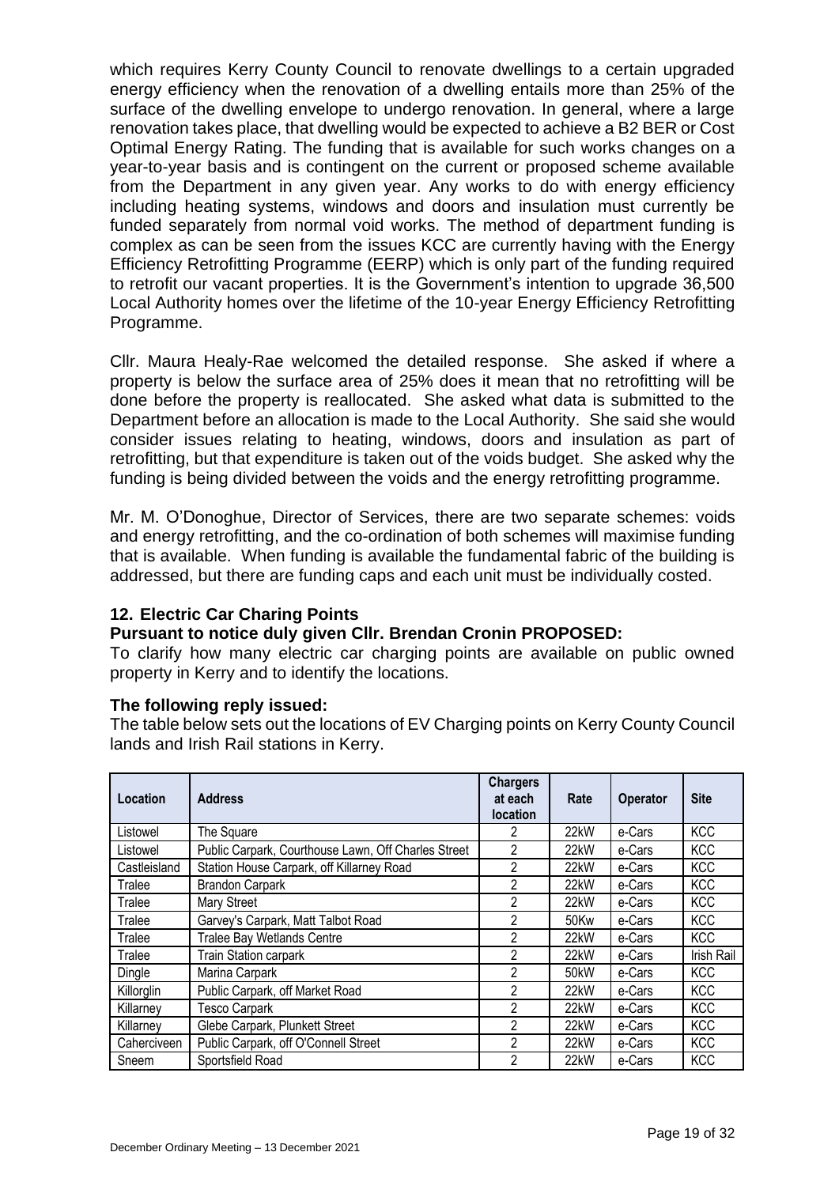which requires Kerry County Council to renovate dwellings to a certain upgraded energy efficiency when the renovation of a dwelling entails more than 25% of the surface of the dwelling envelope to undergo renovation. In general, where a large renovation takes place, that dwelling would be expected to achieve a B2 BER or Cost Optimal Energy Rating. The funding that is available for such works changes on a year-to-year basis and is contingent on the current or proposed scheme available from the Department in any given year. Any works to do with energy efficiency including heating systems, windows and doors and insulation must currently be funded separately from normal void works. The method of department funding is complex as can be seen from the issues KCC are currently having with the Energy Efficiency Retrofitting Programme (EERP) which is only part of the funding required to retrofit our vacant properties. It is the Government's intention to upgrade 36,500 Local Authority homes over the lifetime of the 10-year Energy Efficiency Retrofitting Programme.

Cllr. Maura Healy-Rae welcomed the detailed response. She asked if where a property is below the surface area of 25% does it mean that no retrofitting will be done before the property is reallocated. She asked what data is submitted to the Department before an allocation is made to the Local Authority. She said she would consider issues relating to heating, windows, doors and insulation as part of retrofitting, but that expenditure is taken out of the voids budget. She asked why the funding is being divided between the voids and the energy retrofitting programme.

Mr. M. O'Donoghue, Director of Services, there are two separate schemes: voids and energy retrofitting, and the co-ordination of both schemes will maximise funding that is available. When funding is available the fundamental fabric of the building is addressed, but there are funding caps and each unit must be individually costed.

## 12. Electric Car Charing Points

**Pursuant to notice duly given Cllr. Brendan Cronin PROPOSED:**

To clarify how many electric car charging points are available on public owned property in Kerry and to identify the locations.

**The following reply issued:**

The table below sets out the locations of EV Charging points on Kerry County Council lands and Irish Rail stations in Kerry.

| Location | Address | Chargers at each location | Rate | Operator | Site |
|---|---|---|---|---|---|
| Listowel | The Square | 2 | 22kW | e-Cars | KCC |
| Listowel | Public Carpark, Courthouse Lawn, Off Charles Street | 2 | 22kW | e-Cars | KCC |
| Castleisland | Station House Carpark, off Killarney Road | 2 | 22kW | e-Cars | KCC |
| Tralee | Brandon Carpark | 2 | 22kW | e-Cars | KCC |
| Tralee | Mary Street | 2 | 22kW | e-Cars | KCC |
| Tralee | Garvey's Carpark, Matt Talbot Road | 2 | 50Kw | e-Cars | KCC |
| Tralee | Tralee Bay Wetlands Centre | 2 | 22kW | e-Cars | KCC |
| Tralee | Train Station carpark | 2 | 22kW | e-Cars | Irish Rail |
| Dingle | Marina Carpark | 2 | 50kW | e-Cars | KCC |
| Killorglin | Public Carpark, off Market Road | 2 | 22kW | e-Cars | KCC |
| Killarney | Tesco Carpark | 2 | 22kW | e-Cars | KCC |
| Killarney | Glebe Carpark, Plunkett Street | 2 | 22kW | e-Cars | KCC |
| Caherciveen | Public Carpark, off O'Connell Street | 2 | 22kW | e-Cars | KCC |
| Sneem | Sportsfield Road | 2 | 22kW | e-Cars | KCC |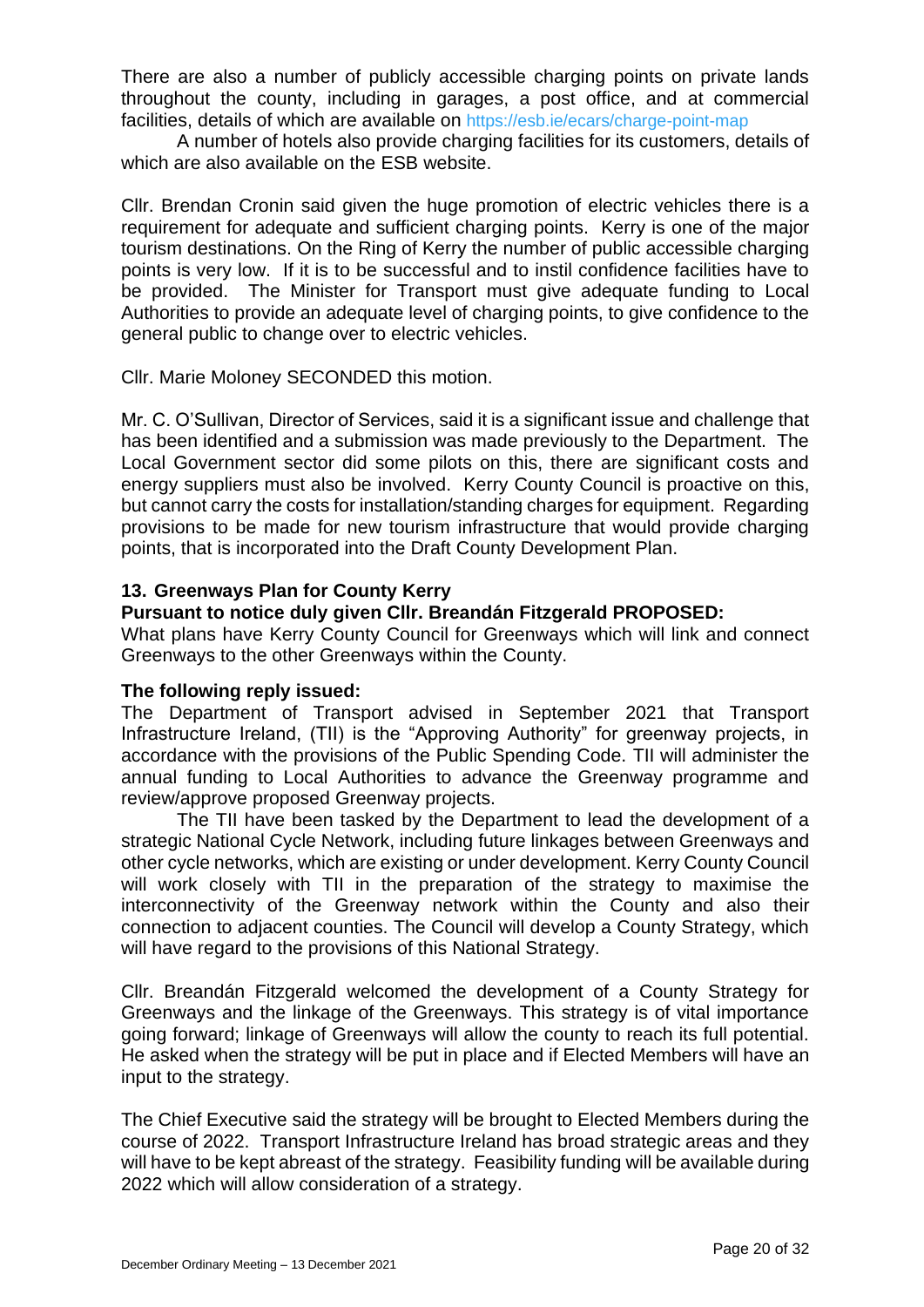There are also a number of publicly accessible charging points on private lands throughout the county, including in garages, a post office, and at commercial facilities, details of which are available on https://esb.ie/ecars/charge-point-map

A number of hotels also provide charging facilities for its customers, details of which are also available on the ESB website.

Cllr. Brendan Cronin said given the huge promotion of electric vehicles there is a requirement for adequate and sufficient charging points. Kerry is one of the major tourism destinations. On the Ring of Kerry the number of public accessible charging points is very low. If it is to be successful and to instil confidence facilities have to be provided. The Minister for Transport must give adequate funding to Local Authorities to provide an adequate level of charging points, to give confidence to the general public to change over to electric vehicles.

Cllr. Marie Moloney SECONDED this motion.

Mr. C. O'Sullivan, Director of Services, said it is a significant issue and challenge that has been identified and a submission was made previously to the Department. The Local Government sector did some pilots on this, there are significant costs and energy suppliers must also be involved. Kerry County Council is proactive on this, but cannot carry the costs for installation/standing charges for equipment. Regarding provisions to be made for new tourism infrastructure that would provide charging points, that is incorporated into the Draft County Development Plan.

### 13. Greenways Plan for County Kerry

**Pursuant to notice duly given Cllr. Breandán Fitzgerald PROPOSED:**

What plans have Kerry County Council for Greenways which will link and connect Greenways to the other Greenways within the County.

**The following reply issued:**

The Department of Transport advised in September 2021 that Transport Infrastructure Ireland, (TII) is the "Approving Authority" for greenway projects, in accordance with the provisions of the Public Spending Code. TII will administer the annual funding to Local Authorities to advance the Greenway programme and review/approve proposed Greenway projects.

The TII have been tasked by the Department to lead the development of a strategic National Cycle Network, including future linkages between Greenways and other cycle networks, which are existing or under development. Kerry County Council will work closely with TII in the preparation of the strategy to maximise the interconnectivity of the Greenway network within the County and also their connection to adjacent counties. The Council will develop a County Strategy, which will have regard to the provisions of this National Strategy.

Cllr. Breandán Fitzgerald welcomed the development of a County Strategy for Greenways and the linkage of the Greenways. This strategy is of vital importance going forward; linkage of Greenways will allow the county to reach its full potential. He asked when the strategy will be put in place and if Elected Members will have an input to the strategy.

The Chief Executive said the strategy will be brought to Elected Members during the course of 2022. Transport Infrastructure Ireland has broad strategic areas and they will have to be kept abreast of the strategy. Feasibility funding will be available during 2022 which will allow consideration of a strategy.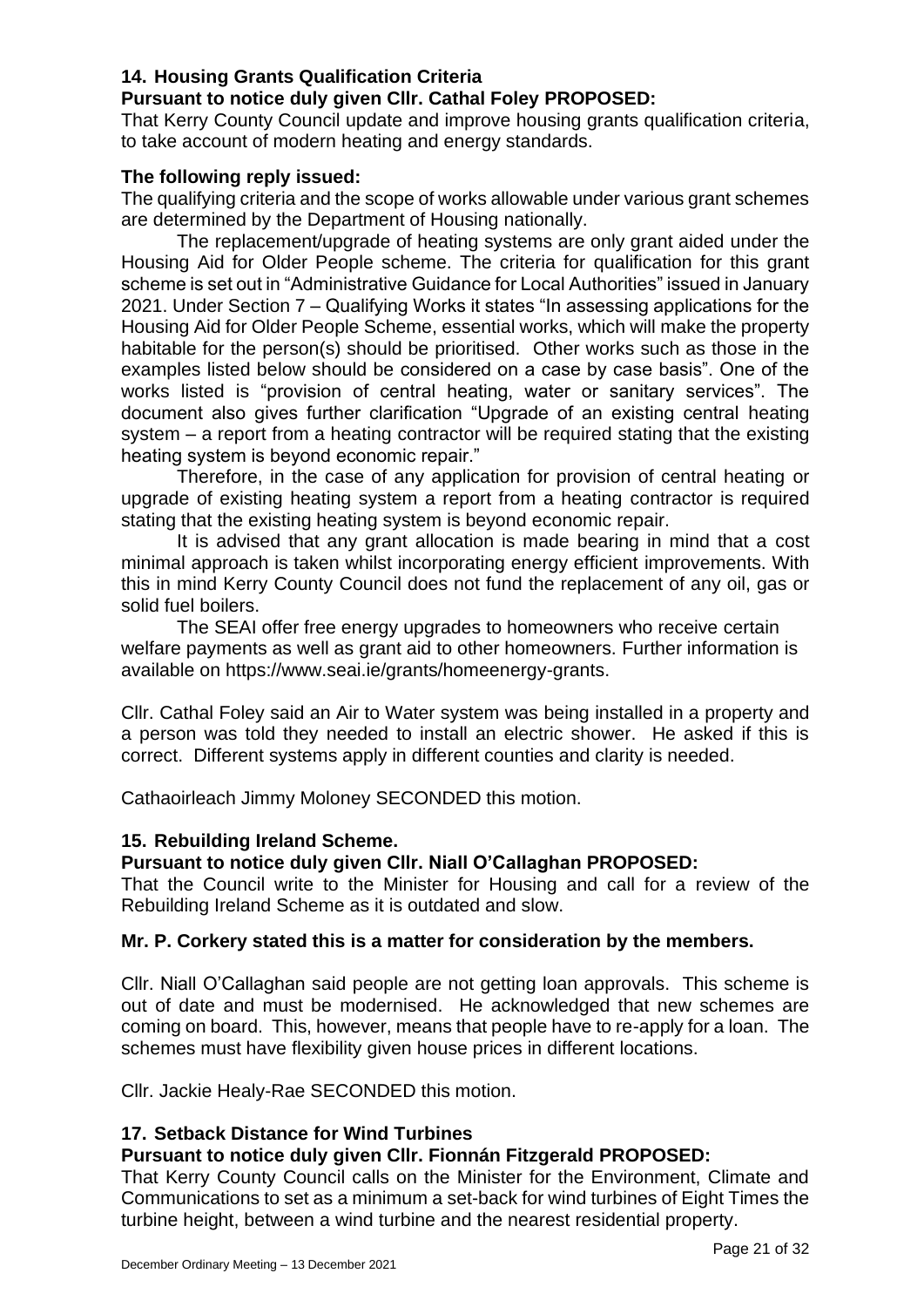### 14. Housing Grants Qualification Criteria

**Pursuant to notice duly given Cllr. Cathal Foley PROPOSED:**

That Kerry County Council update and improve housing grants qualification criteria, to take account of modern heating and energy standards.

**The following reply issued:**

The qualifying criteria and the scope of works allowable under various grant schemes are determined by the Department of Housing nationally.

The replacement/upgrade of heating systems are only grant aided under the Housing Aid for Older People scheme. The criteria for qualification for this grant scheme is set out in "Administrative Guidance for Local Authorities" issued in January 2021. Under Section 7 – Qualifying Works it states "In assessing applications for the Housing Aid for Older People Scheme, essential works, which will make the property habitable for the person(s) should be prioritised. Other works such as those in the examples listed below should be considered on a case by case basis". One of the works listed is "provision of central heating, water or sanitary services". The document also gives further clarification "Upgrade of an existing central heating system – a report from a heating contractor will be required stating that the existing heating system is beyond economic repair."

Therefore, in the case of any application for provision of central heating or upgrade of existing heating system a report from a heating contractor is required stating that the existing heating system is beyond economic repair.

It is advised that any grant allocation is made bearing in mind that a cost minimal approach is taken whilst incorporating energy efficient improvements. With this in mind Kerry County Council does not fund the replacement of any oil, gas or solid fuel boilers.

The SEAI offer free energy upgrades to homeowners who receive certain welfare payments as well as grant aid to other homeowners. Further information is available on https://www.seai.ie/grants/homeenergy-grants.

Cllr. Cathal Foley said an Air to Water system was being installed in a property and a person was told they needed to install an electric shower. He asked if this is correct. Different systems apply in different counties and clarity is needed.

Cathaoirleach Jimmy Moloney SECONDED this motion.

### 15. Rebuilding Ireland Scheme.

**Pursuant to notice duly given Cllr. Niall O'Callaghan PROPOSED:**

That the Council write to the Minister for Housing and call for a review of the Rebuilding Ireland Scheme as it is outdated and slow.

**Mr. P. Corkery stated this is a matter for consideration by the members.**

Cllr. Niall O'Callaghan said people are not getting loan approvals. This scheme is out of date and must be modernised. He acknowledged that new schemes are coming on board. This, however, means that people have to re-apply for a loan. The schemes must have flexibility given house prices in different locations.

Cllr. Jackie Healy-Rae SECONDED this motion.

### 17. Setback Distance for Wind Turbines

**Pursuant to notice duly given Cllr. Fionnán Fitzgerald PROPOSED:**

That Kerry County Council calls on the Minister for the Environment, Climate and Communications to set as a minimum a set-back for wind turbines of Eight Times the turbine height, between a wind turbine and the nearest residential property.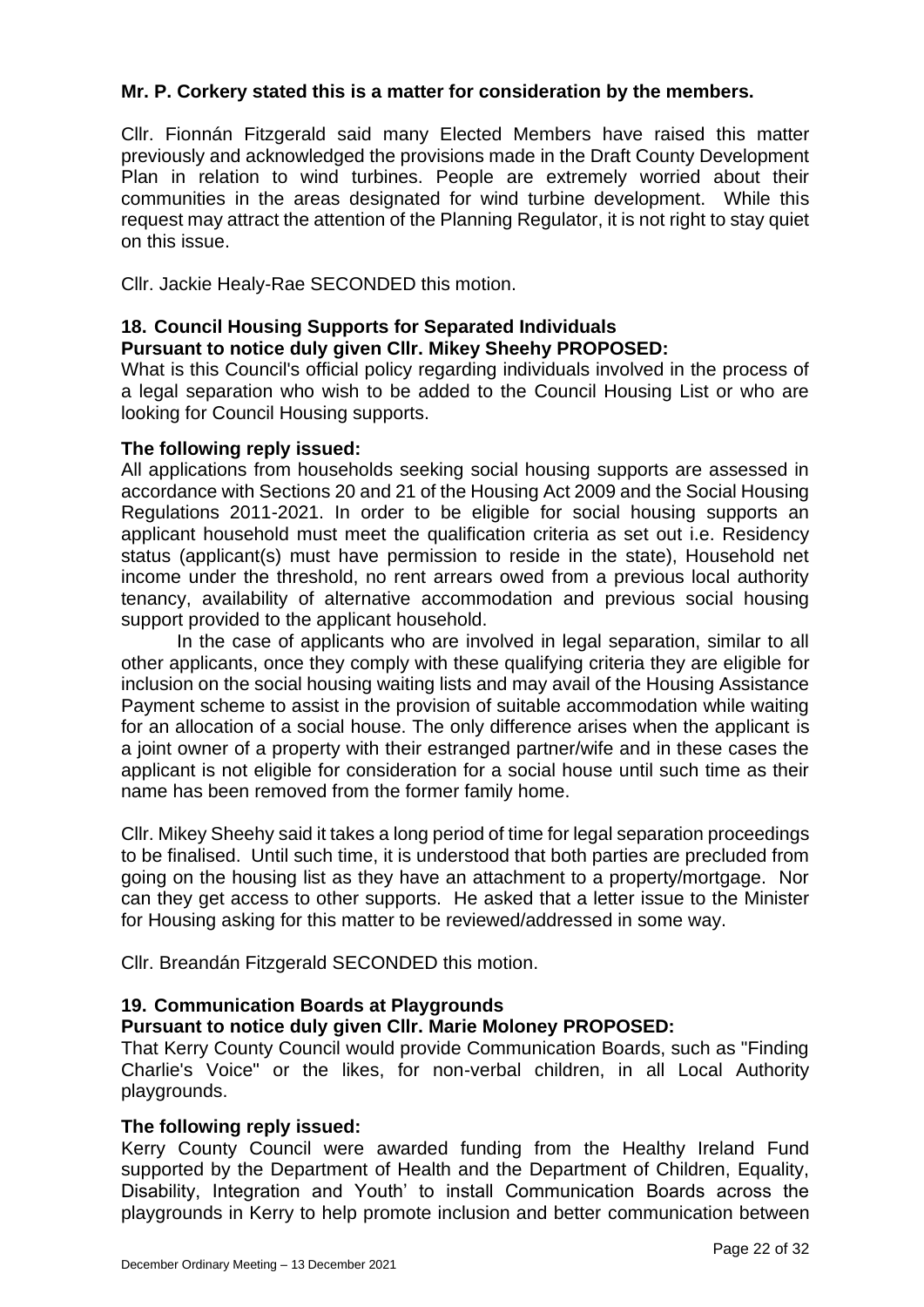**Mr. P. Corkery stated this is a matter for consideration by the members.**

Cllr. Fionnán Fitzgerald said many Elected Members have raised this matter previously and acknowledged the provisions made in the Draft County Development Plan in relation to wind turbines. People are extremely worried about their communities in the areas designated for wind turbine development. While this request may attract the attention of the Planning Regulator, it is not right to stay quiet on this issue.

Cllr. Jackie Healy-Rae SECONDED this motion.

### 18. Council Housing Supports for Separated Individuals

**Pursuant to notice duly given Cllr. Mikey Sheehy PROPOSED:**

What is this Council's official policy regarding individuals involved in the process of a legal separation who wish to be added to the Council Housing List or who are looking for Council Housing supports.

**The following reply issued:**

All applications from households seeking social housing supports are assessed in accordance with Sections 20 and 21 of the Housing Act 2009 and the Social Housing Regulations 2011-2021. In order to be eligible for social housing supports an applicant household must meet the qualification criteria as set out i.e. Residency status (applicant(s) must have permission to reside in the state), Household net income under the threshold, no rent arrears owed from a previous local authority tenancy, availability of alternative accommodation and previous social housing support provided to the applicant household.

In the case of applicants who are involved in legal separation, similar to all other applicants, once they comply with these qualifying criteria they are eligible for inclusion on the social housing waiting lists and may avail of the Housing Assistance Payment scheme to assist in the provision of suitable accommodation while waiting for an allocation of a social house. The only difference arises when the applicant is a joint owner of a property with their estranged partner/wife and in these cases the applicant is not eligible for consideration for a social house until such time as their name has been removed from the former family home.

Cllr. Mikey Sheehy said it takes a long period of time for legal separation proceedings to be finalised. Until such time, it is understood that both parties are precluded from going on the housing list as they have an attachment to a property/mortgage. Nor can they get access to other supports. He asked that a letter issue to the Minister for Housing asking for this matter to be reviewed/addressed in some way.

Cllr. Breandán Fitzgerald SECONDED this motion.

### 19. Communication Boards at Playgrounds

**Pursuant to notice duly given Cllr. Marie Moloney PROPOSED:**

That Kerry County Council would provide Communication Boards, such as "Finding Charlie's Voice" or the likes, for non-verbal children, in all Local Authority playgrounds.

**The following reply issued:**

Kerry County Council were awarded funding from the Healthy Ireland Fund supported by the Department of Health and the Department of Children, Equality, Disability, Integration and Youth' to install Communication Boards across the playgrounds in Kerry to help promote inclusion and better communication between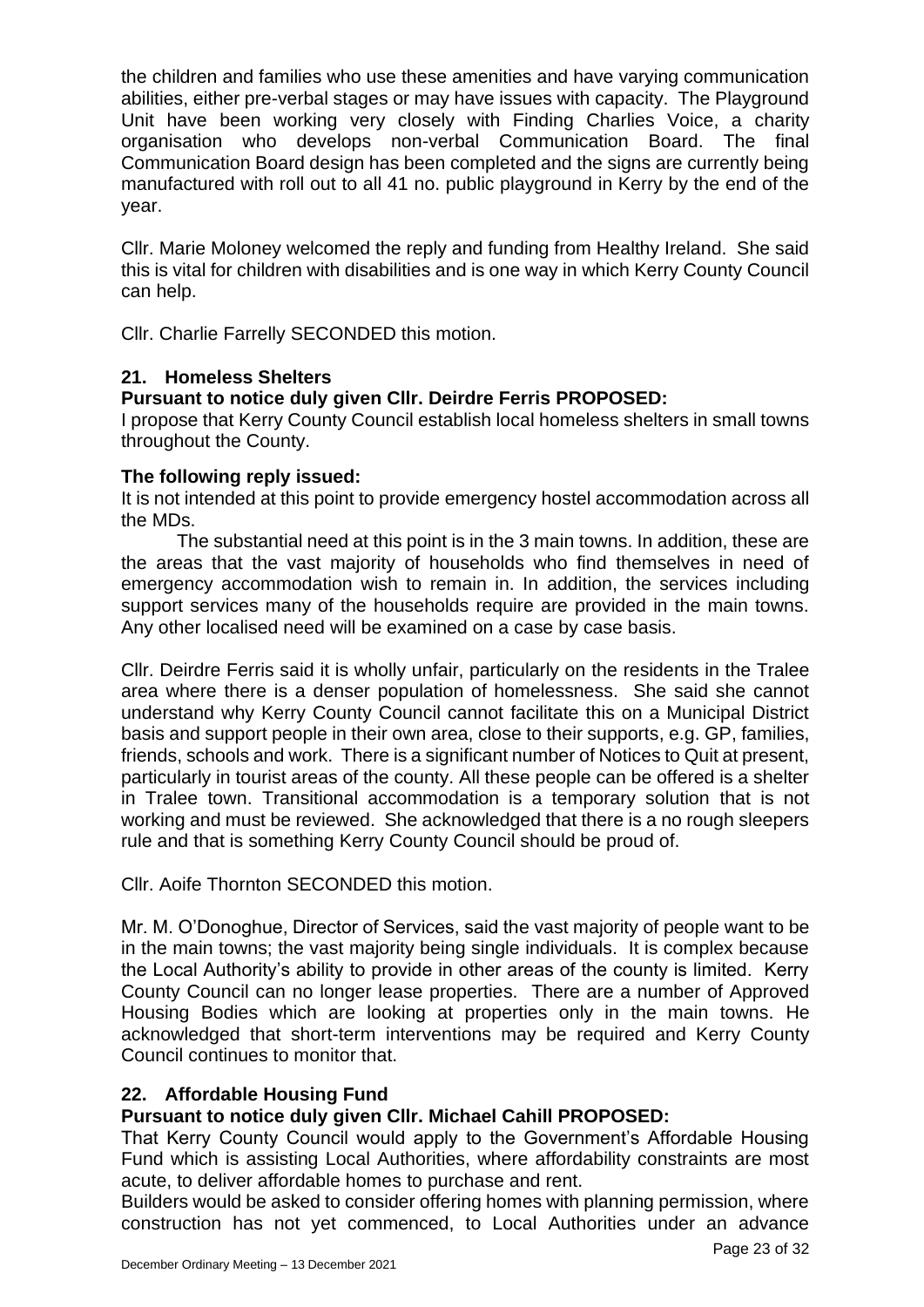the children and families who use these amenities and have varying communication abilities, either pre-verbal stages or may have issues with capacity. The Playground Unit have been working very closely with Finding Charlies Voice, a charity organisation who develops non-verbal Communication Board. The final Communication Board design has been completed and the signs are currently being manufactured with roll out to all 41 no. public playground in Kerry by the end of the year.

Cllr. Marie Moloney welcomed the reply and funding from Healthy Ireland. She said this is vital for children with disabilities and is one way in which Kerry County Council can help.

Cllr. Charlie Farrelly SECONDED this motion.

### 21. Homeless Shelters

**Pursuant to notice duly given Cllr. Deirdre Ferris PROPOSED:**

I propose that Kerry County Council establish local homeless shelters in small towns throughout the County.

**The following reply issued:**

It is not intended at this point to provide emergency hostel accommodation across all the MDs.

The substantial need at this point is in the 3 main towns. In addition, these are the areas that the vast majority of households who find themselves in need of emergency accommodation wish to remain in. In addition, the services including support services many of the households require are provided in the main towns. Any other localised need will be examined on a case by case basis.

Cllr. Deirdre Ferris said it is wholly unfair, particularly on the residents in the Tralee area where there is a denser population of homelessness. She said she cannot understand why Kerry County Council cannot facilitate this on a Municipal District basis and support people in their own area, close to their supports, e.g. GP, families, friends, schools and work. There is a significant number of Notices to Quit at present, particularly in tourist areas of the county. All these people can be offered is a shelter in Tralee town. Transitional accommodation is a temporary solution that is not working and must be reviewed. She acknowledged that there is a no rough sleepers rule and that is something Kerry County Council should be proud of.

Cllr. Aoife Thornton SECONDED this motion.

Mr. M. O'Donoghue, Director of Services, said the vast majority of people want to be in the main towns; the vast majority being single individuals. It is complex because the Local Authority's ability to provide in other areas of the county is limited. Kerry County Council can no longer lease properties. There are a number of Approved Housing Bodies which are looking at properties only in the main towns. He acknowledged that short-term interventions may be required and Kerry County Council continues to monitor that.

### 22. Affordable Housing Fund

**Pursuant to notice duly given Cllr. Michael Cahill PROPOSED:**

That Kerry County Council would apply to the Government's Affordable Housing Fund which is assisting Local Authorities, where affordability constraints are most acute, to deliver affordable homes to purchase and rent.

Builders would be asked to consider offering homes with planning permission, where construction has not yet commenced, to Local Authorities under an advance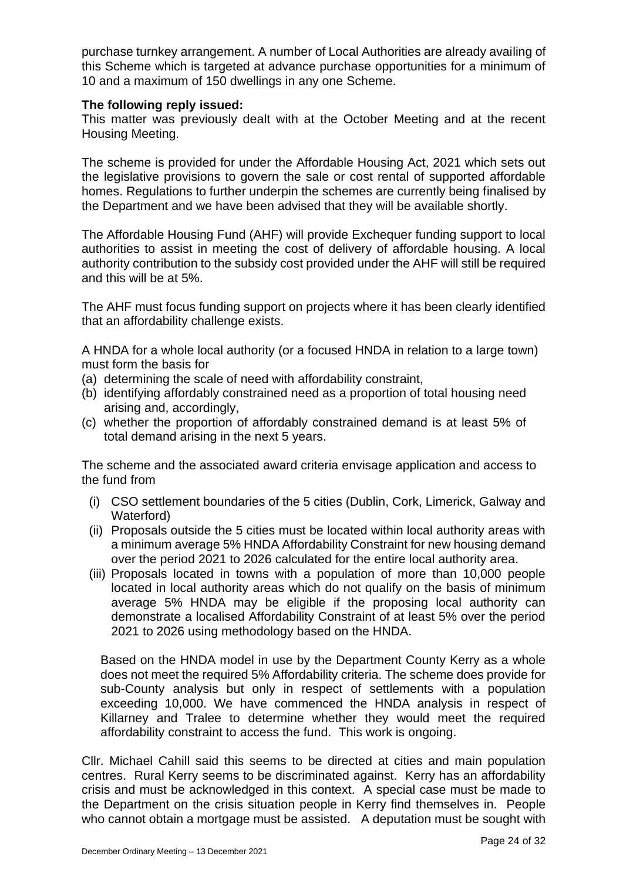purchase turnkey arrangement. A number of Local Authorities are already availing of this Scheme which is targeted at advance purchase opportunities for a minimum of 10 and a maximum of 150 dwellings in any one Scheme.

**The following reply issued:**

This matter was previously dealt with at the October Meeting and at the recent Housing Meeting.

The scheme is provided for under the Affordable Housing Act, 2021 which sets out the legislative provisions to govern the sale or cost rental of supported affordable homes. Regulations to further underpin the schemes are currently being finalised by the Department and we have been advised that they will be available shortly.

The Affordable Housing Fund (AHF) will provide Exchequer funding support to local authorities to assist in meeting the cost of delivery of affordable housing. A local authority contribution to the subsidy cost provided under the AHF will still be required and this will be at 5%.

The AHF must focus funding support on projects where it has been clearly identified that an affordability challenge exists.

A HNDA for a whole local authority (or a focused HNDA in relation to a large town) must form the basis for

(a) determining the scale of need with affordability constraint,
(b) identifying affordably constrained need as a proportion of total housing need arising and, accordingly,
(c) whether the proportion of affordably constrained demand is at least 5% of total demand arising in the next 5 years.

The scheme and the associated award criteria envisage application and access to the fund from

(i) CSO settlement boundaries of the 5 cities (Dublin, Cork, Limerick, Galway and Waterford)
(ii) Proposals outside the 5 cities must be located within local authority areas with a minimum average 5% HNDA Affordability Constraint for new housing demand over the period 2021 to 2026 calculated for the entire local authority area.
(iii) Proposals located in towns with a population of more than 10,000 people located in local authority areas which do not qualify on the basis of minimum average 5% HNDA may be eligible if the proposing local authority can demonstrate a localised Affordability Constraint of at least 5% over the period 2021 to 2026 using methodology based on the HNDA.

Based on the HNDA model in use by the Department County Kerry as a whole does not meet the required 5% Affordability criteria. The scheme does provide for sub-County analysis but only in respect of settlements with a population exceeding 10,000. We have commenced the HNDA analysis in respect of Killarney and Tralee to determine whether they would meet the required affordability constraint to access the fund. This work is ongoing.

Cllr. Michael Cahill said this seems to be directed at cities and main population centres. Rural Kerry seems to be discriminated against. Kerry has an affordability crisis and must be acknowledged in this context. A special case must be made to the Department on the crisis situation people in Kerry find themselves in. People who cannot obtain a mortgage must be assisted. A deputation must be sought with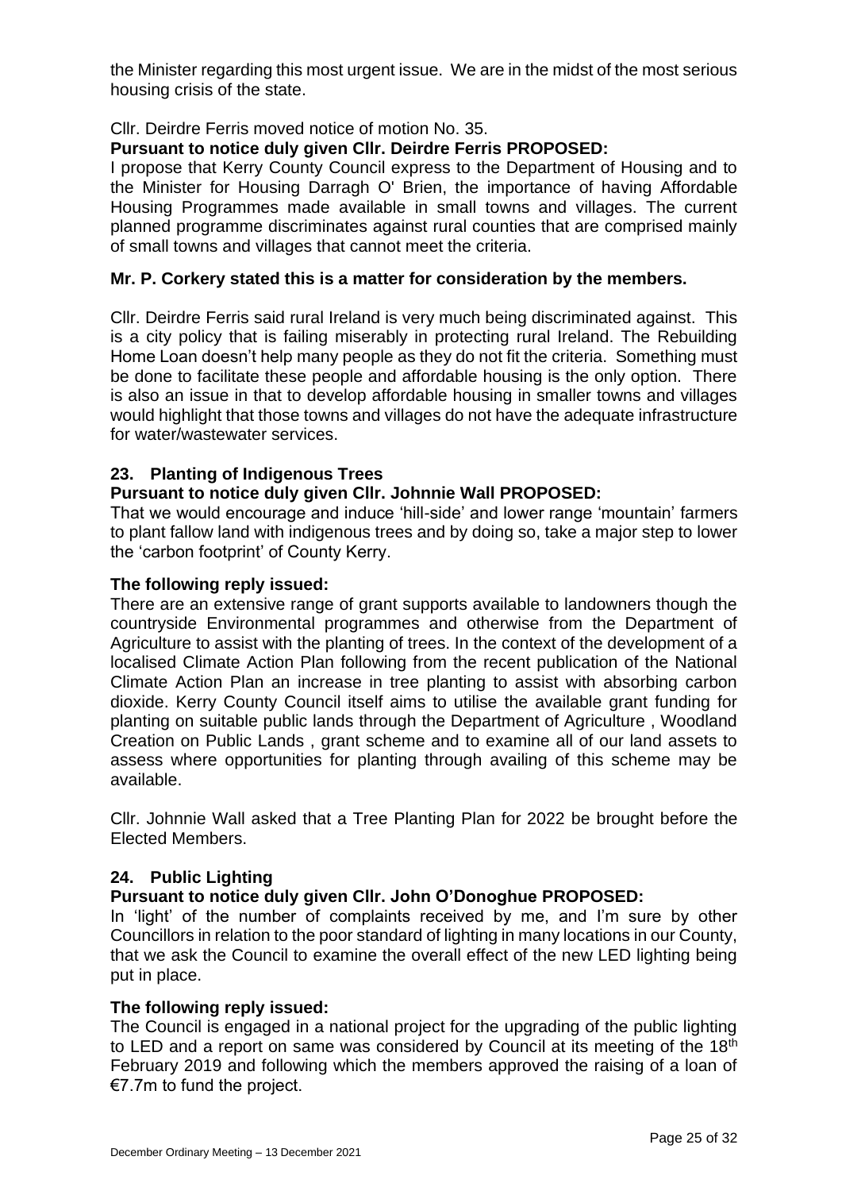the Minister regarding this most urgent issue. We are in the midst of the most serious housing crisis of the state.

Cllr. Deirdre Ferris moved notice of motion No. 35.

**Pursuant to notice duly given Cllr. Deirdre Ferris PROPOSED:**

I propose that Kerry County Council express to the Department of Housing and to the Minister for Housing Darragh O' Brien, the importance of having Affordable Housing Programmes made available in small towns and villages. The current planned programme discriminates against rural counties that are comprised mainly of small towns and villages that cannot meet the criteria.

**Mr. P. Corkery stated this is a matter for consideration by the members.**

Cllr. Deirdre Ferris said rural Ireland is very much being discriminated against. This is a city policy that is failing miserably in protecting rural Ireland. The Rebuilding Home Loan doesn't help many people as they do not fit the criteria. Something must be done to facilitate these people and affordable housing is the only option. There is also an issue in that to develop affordable housing in smaller towns and villages would highlight that those towns and villages do not have the adequate infrastructure for water/wastewater services.

### 23. Planting of Indigenous Trees

**Pursuant to notice duly given Cllr. Johnnie Wall PROPOSED:**

That we would encourage and induce 'hill-side' and lower range 'mountain' farmers to plant fallow land with indigenous trees and by doing so, take a major step to lower the 'carbon footprint' of County Kerry.

**The following reply issued:**

There are an extensive range of grant supports available to landowners though the countryside Environmental programmes and otherwise from the Department of Agriculture to assist with the planting of trees. In the context of the development of a localised Climate Action Plan following from the recent publication of the National Climate Action Plan an increase in tree planting to assist with absorbing carbon dioxide. Kerry County Council itself aims to utilise the available grant funding for planting on suitable public lands through the Department of Agriculture , Woodland Creation on Public Lands , grant scheme and to examine all of our land assets to assess where opportunities for planting through availing of this scheme may be available.

Cllr. Johnnie Wall asked that a Tree Planting Plan for 2022 be brought before the Elected Members.

### 24. Public Lighting

**Pursuant to notice duly given Cllr. John O'Donoghue PROPOSED:**

In 'light' of the number of complaints received by me, and I'm sure by other Councillors in relation to the poor standard of lighting in many locations in our County, that we ask the Council to examine the overall effect of the new LED lighting being put in place.

**The following reply issued:**

The Council is engaged in a national project for the upgrading of the public lighting to LED and a report on same was considered by Council at its meeting of the 18th February 2019 and following which the members approved the raising of a loan of €7.7m to fund the project.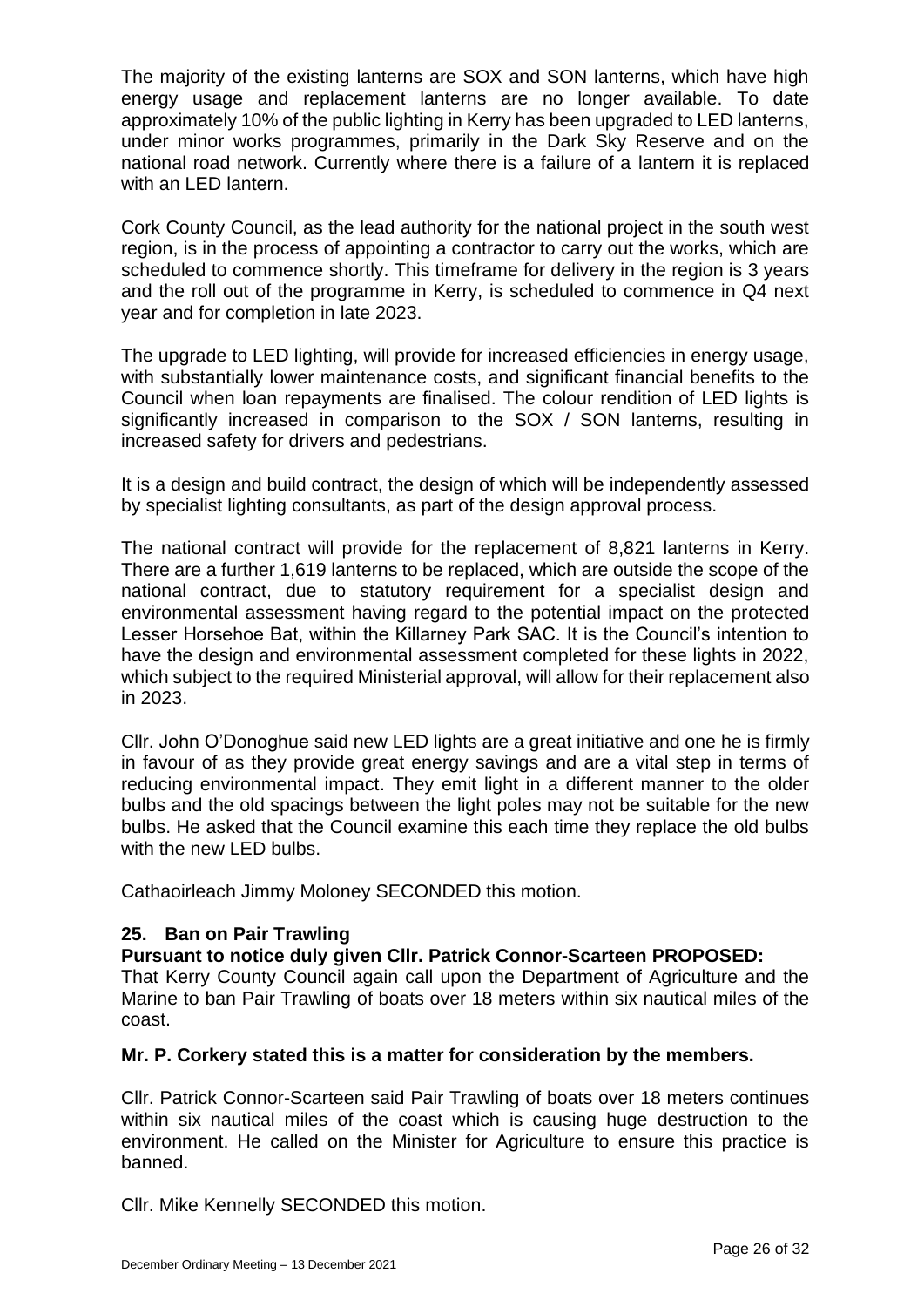The majority of the existing lanterns are SOX and SON lanterns, which have high energy usage and replacement lanterns are no longer available. To date approximately 10% of the public lighting in Kerry has been upgraded to LED lanterns, under minor works programmes, primarily in the Dark Sky Reserve and on the national road network. Currently where there is a failure of a lantern it is replaced with an LED lantern.

Cork County Council, as the lead authority for the national project in the south west region, is in the process of appointing a contractor to carry out the works, which are scheduled to commence shortly. This timeframe for delivery in the region is 3 years and the roll out of the programme in Kerry, is scheduled to commence in Q4 next year and for completion in late 2023.

The upgrade to LED lighting, will provide for increased efficiencies in energy usage, with substantially lower maintenance costs, and significant financial benefits to the Council when loan repayments are finalised. The colour rendition of LED lights is significantly increased in comparison to the SOX / SON lanterns, resulting in increased safety for drivers and pedestrians.

It is a design and build contract, the design of which will be independently assessed by specialist lighting consultants, as part of the design approval process.

The national contract will provide for the replacement of 8,821 lanterns in Kerry. There are a further 1,619 lanterns to be replaced, which are outside the scope of the national contract, due to statutory requirement for a specialist design and environmental assessment having regard to the potential impact on the protected Lesser Horsehoe Bat, within the Killarney Park SAC. It is the Council's intention to have the design and environmental assessment completed for these lights in 2022, which subject to the required Ministerial approval, will allow for their replacement also in 2023.

Cllr. John O'Donoghue said new LED lights are a great initiative and one he is firmly in favour of as they provide great energy savings and are a vital step in terms of reducing environmental impact. They emit light in a different manner to the older bulbs and the old spacings between the light poles may not be suitable for the new bulbs. He asked that the Council examine this each time they replace the old bulbs with the new LED bulbs.

Cathaoirleach Jimmy Moloney SECONDED this motion.

### 25. Ban on Pair Trawling

**Pursuant to notice duly given Cllr. Patrick Connor-Scarteen PROPOSED:**

That Kerry County Council again call upon the Department of Agriculture and the Marine to ban Pair Trawling of boats over 18 meters within six nautical miles of the coast.

**Mr. P. Corkery stated this is a matter for consideration by the members.**

Cllr. Patrick Connor-Scarteen said Pair Trawling of boats over 18 meters continues within six nautical miles of the coast which is causing huge destruction to the environment. He called on the Minister for Agriculture to ensure this practice is banned.

Cllr. Mike Kennelly SECONDED this motion.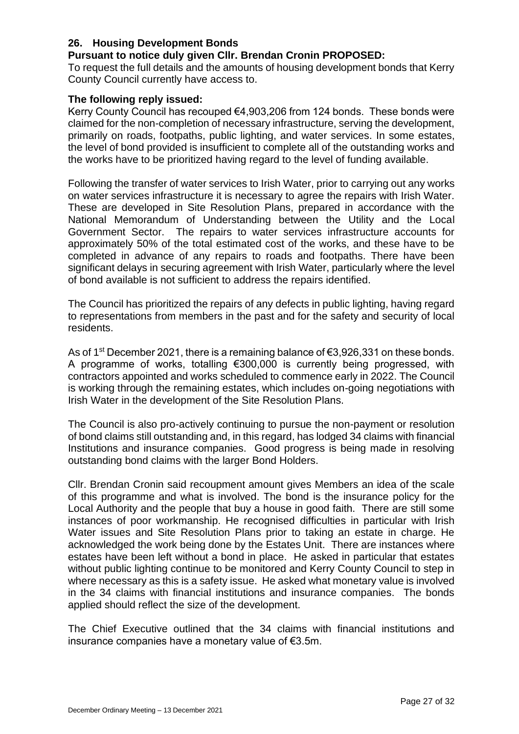## 26. Housing Development Bonds

**Pursuant to notice duly given Cllr. Brendan Cronin PROPOSED:**

To request the full details and the amounts of housing development bonds that Kerry County Council currently have access to.

**The following reply issued:**

Kerry County Council has recouped €4,903,206 from 124 bonds. These bonds were claimed for the non-completion of necessary infrastructure, serving the development, primarily on roads, footpaths, public lighting, and water services. In some estates, the level of bond provided is insufficient to complete all of the outstanding works and the works have to be prioritized having regard to the level of funding available.

Following the transfer of water services to Irish Water, prior to carrying out any works on water services infrastructure it is necessary to agree the repairs with Irish Water. These are developed in Site Resolution Plans, prepared in accordance with the National Memorandum of Understanding between the Utility and the Local Government Sector. The repairs to water services infrastructure accounts for approximately 50% of the total estimated cost of the works, and these have to be completed in advance of any repairs to roads and footpaths. There have been significant delays in securing agreement with Irish Water, particularly where the level of bond available is not sufficient to address the repairs identified.

The Council has prioritized the repairs of any defects in public lighting, having regard to representations from members in the past and for the safety and security of local residents.

As of 1st December 2021, there is a remaining balance of €3,926,331 on these bonds. A programme of works, totalling €300,000 is currently being progressed, with contractors appointed and works scheduled to commence early in 2022. The Council is working through the remaining estates, which includes on-going negotiations with Irish Water in the development of the Site Resolution Plans.

The Council is also pro-actively continuing to pursue the non-payment or resolution of bond claims still outstanding and, in this regard, has lodged 34 claims with financial Institutions and insurance companies. Good progress is being made in resolving outstanding bond claims with the larger Bond Holders.

Cllr. Brendan Cronin said recoupment amount gives Members an idea of the scale of this programme and what is involved. The bond is the insurance policy for the Local Authority and the people that buy a house in good faith. There are still some instances of poor workmanship. He recognised difficulties in particular with Irish Water issues and Site Resolution Plans prior to taking an estate in charge. He acknowledged the work being done by the Estates Unit. There are instances where estates have been left without a bond in place. He asked in particular that estates without public lighting continue to be monitored and Kerry County Council to step in where necessary as this is a safety issue. He asked what monetary value is involved in the 34 claims with financial institutions and insurance companies. The bonds applied should reflect the size of the development.

The Chief Executive outlined that the 34 claims with financial institutions and insurance companies have a monetary value of €3.5m.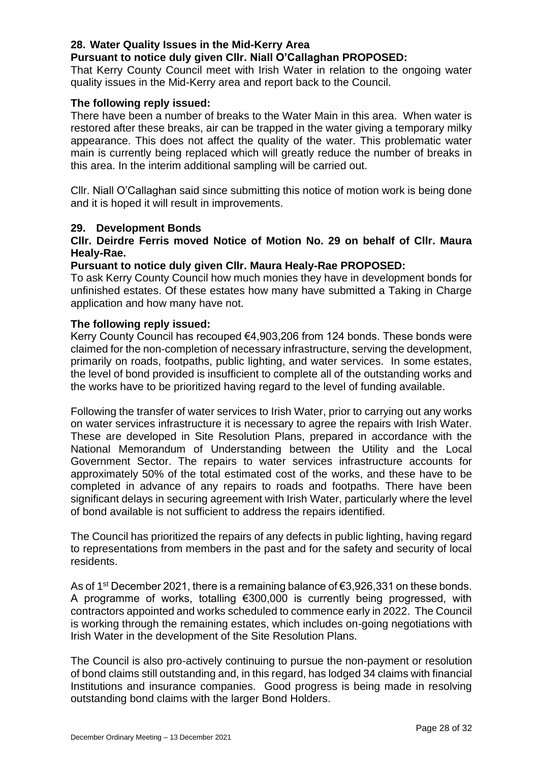### 28. Water Quality Issues in the Mid-Kerry Area

**Pursuant to notice duly given Cllr. Niall O'Callaghan PROPOSED:**

That Kerry County Council meet with Irish Water in relation to the ongoing water quality issues in the Mid-Kerry area and report back to the Council.

**The following reply issued:**

There have been a number of breaks to the Water Main in this area. When water is restored after these breaks, air can be trapped in the water giving a temporary milky appearance. This does not affect the quality of the water. This problematic water main is currently being replaced which will greatly reduce the number of breaks in this area. In the interim additional sampling will be carried out.

Cllr. Niall O'Callaghan said since submitting this notice of motion work is being done and it is hoped it will result in improvements.

### 29. Development Bonds

**Cllr. Deirdre Ferris moved Notice of Motion No. 29 on behalf of Cllr. Maura Healy-Rae.**

**Pursuant to notice duly given Cllr. Maura Healy-Rae PROPOSED:**

To ask Kerry County Council how much monies they have in development bonds for unfinished estates. Of these estates how many have submitted a Taking in Charge application and how many have not.

**The following reply issued:**

Kerry County Council has recouped €4,903,206 from 124 bonds. These bonds were claimed for the non-completion of necessary infrastructure, serving the development, primarily on roads, footpaths, public lighting, and water services. In some estates, the level of bond provided is insufficient to complete all of the outstanding works and the works have to be prioritized having regard to the level of funding available.

Following the transfer of water services to Irish Water, prior to carrying out any works on water services infrastructure it is necessary to agree the repairs with Irish Water. These are developed in Site Resolution Plans, prepared in accordance with the National Memorandum of Understanding between the Utility and the Local Government Sector. The repairs to water services infrastructure accounts for approximately 50% of the total estimated cost of the works, and these have to be completed in advance of any repairs to roads and footpaths. There have been significant delays in securing agreement with Irish Water, particularly where the level of bond available is not sufficient to address the repairs identified.

The Council has prioritized the repairs of any defects in public lighting, having regard to representations from members in the past and for the safety and security of local residents.

As of 1st December 2021, there is a remaining balance of €3,926,331 on these bonds. A programme of works, totalling €300,000 is currently being progressed, with contractors appointed and works scheduled to commence early in 2022. The Council is working through the remaining estates, which includes on-going negotiations with Irish Water in the development of the Site Resolution Plans.

The Council is also pro-actively continuing to pursue the non-payment or resolution of bond claims still outstanding and, in this regard, has lodged 34 claims with financial Institutions and insurance companies. Good progress is being made in resolving outstanding bond claims with the larger Bond Holders.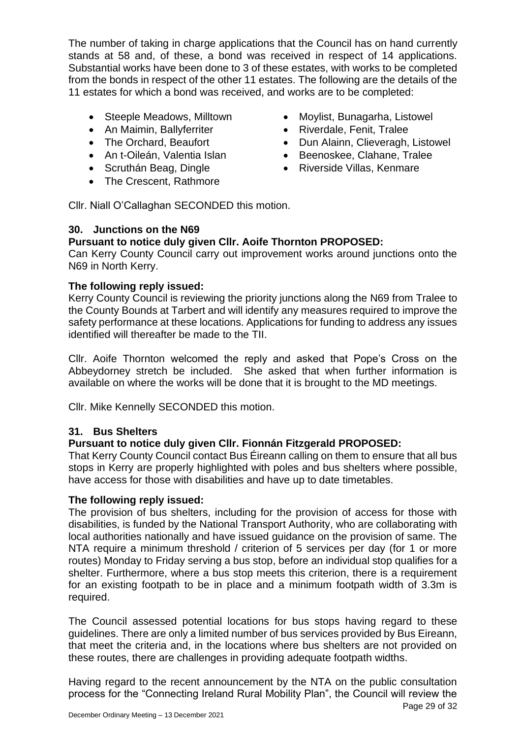The number of taking in charge applications that the Council has on hand currently stands at 58 and, of these, a bond was received in respect of 14 applications. Substantial works have been done to 3 of these estates, with works to be completed from the bonds in respect of the other 11 estates. The following are the details of the 11 estates for which a bond was received, and works are to be completed:

- Steeple Meadows, Milltown
- An Maimin, Ballyferriter
- The Orchard, Beaufort
- An t-Oileán, Valentia Islan
- Scruthán Beag, Dingle
- The Crescent, Rathmore
- Moylist, Bunagarha, Listowel
- Riverdale, Fenit, Tralee
- Dun Alainn, Clieveragh, Listowel
- Beenoskee, Clahane, Tralee
- Riverside Villas, Kenmare

Cllr. Niall O'Callaghan SECONDED this motion.

### 30. Junctions on the N69

**Pursuant to notice duly given Cllr. Aoife Thornton PROPOSED:**

Can Kerry County Council carry out improvement works around junctions onto the N69 in North Kerry.

**The following reply issued:**

Kerry County Council is reviewing the priority junctions along the N69 from Tralee to the County Bounds at Tarbert and will identify any measures required to improve the safety performance at these locations. Applications for funding to address any issues identified will thereafter be made to the TII.

Cllr. Aoife Thornton welcomed the reply and asked that Pope's Cross on the Abbeydorney stretch be included. She asked that when further information is available on where the works will be done that it is brought to the MD meetings.

Cllr. Mike Kennelly SECONDED this motion.

### 31. Bus Shelters

**Pursuant to notice duly given Cllr. Fionnán Fitzgerald PROPOSED:**

That Kerry County Council contact Bus Éireann calling on them to ensure that all bus stops in Kerry are properly highlighted with poles and bus shelters where possible, have access for those with disabilities and have up to date timetables.

**The following reply issued:**

The provision of bus shelters, including for the provision of access for those with disabilities, is funded by the National Transport Authority, who are collaborating with local authorities nationally and have issued guidance on the provision of same. The NTA require a minimum threshold / criterion of 5 services per day (for 1 or more routes) Monday to Friday serving a bus stop, before an individual stop qualifies for a shelter. Furthermore, where a bus stop meets this criterion, there is a requirement for an existing footpath to be in place and a minimum footpath width of 3.3m is required.

The Council assessed potential locations for bus stops having regard to these guidelines. There are only a limited number of bus services provided by Bus Eireann, that meet the criteria and, in the locations where bus shelters are not provided on these routes, there are challenges in providing adequate footpath widths.

Having regard to the recent announcement by the NTA on the public consultation process for the "Connecting Ireland Rural Mobility Plan", the Council will review the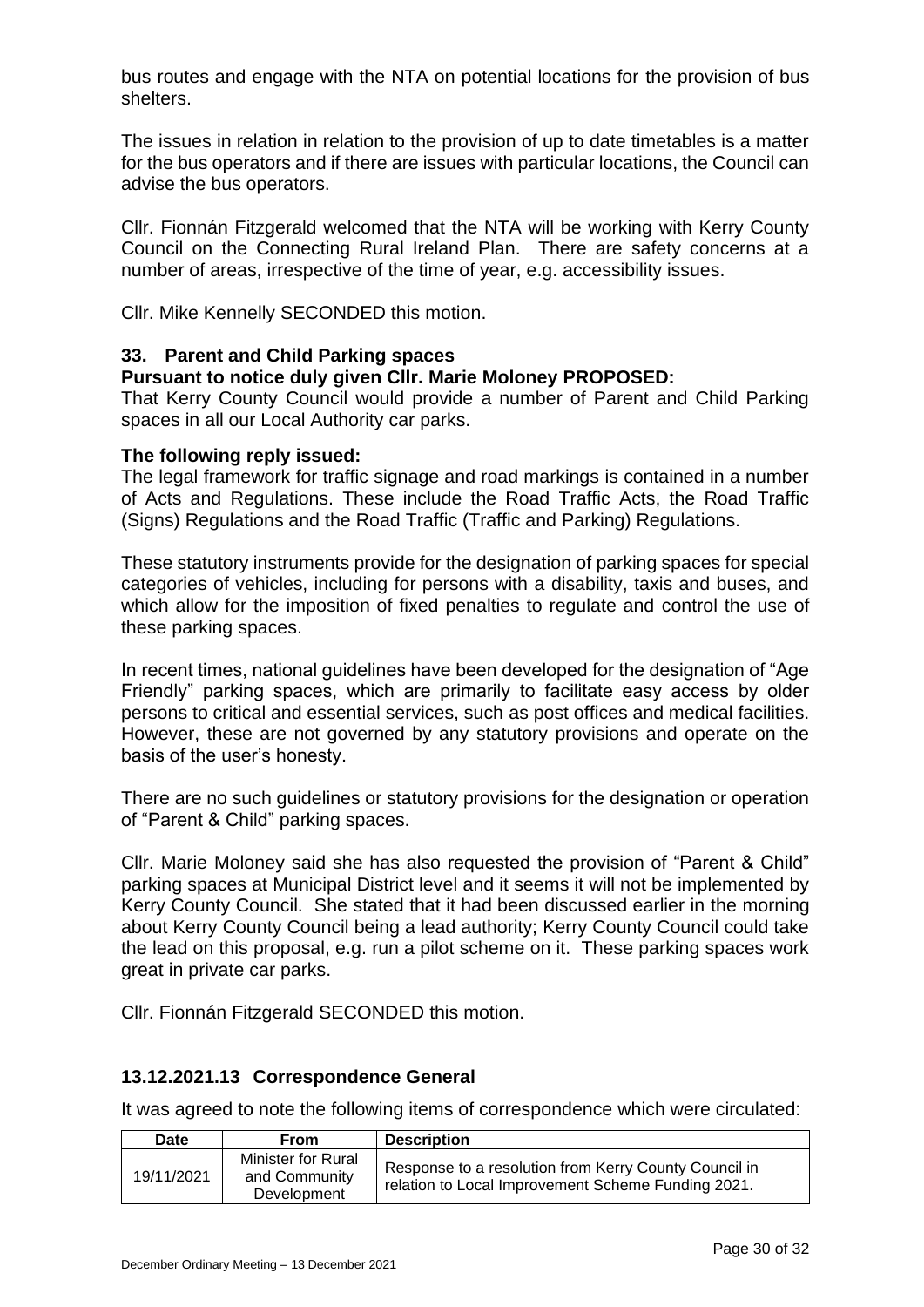bus routes and engage with the NTA on potential locations for the provision of bus shelters.

The issues in relation in relation to the provision of up to date timetables is a matter for the bus operators and if there are issues with particular locations, the Council can advise the bus operators.

Cllr. Fionnán Fitzgerald welcomed that the NTA will be working with Kerry County Council on the Connecting Rural Ireland Plan. There are safety concerns at a number of areas, irrespective of the time of year, e.g. accessibility issues.

Cllr. Mike Kennelly SECONDED this motion.

### 33. Parent and Child Parking spaces

**Pursuant to notice duly given Cllr. Marie Moloney PROPOSED:**

That Kerry County Council would provide a number of Parent and Child Parking spaces in all our Local Authority car parks.

**The following reply issued:**

The legal framework for traffic signage and road markings is contained in a number of Acts and Regulations. These include the Road Traffic Acts, the Road Traffic (Signs) Regulations and the Road Traffic (Traffic and Parking) Regulations.

These statutory instruments provide for the designation of parking spaces for special categories of vehicles, including for persons with a disability, taxis and buses, and which allow for the imposition of fixed penalties to regulate and control the use of these parking spaces.

In recent times, national guidelines have been developed for the designation of "Age Friendly" parking spaces, which are primarily to facilitate easy access by older persons to critical and essential services, such as post offices and medical facilities. However, these are not governed by any statutory provisions and operate on the basis of the user's honesty.

There are no such guidelines or statutory provisions for the designation or operation of "Parent & Child" parking spaces.

Cllr. Marie Moloney said she has also requested the provision of "Parent & Child" parking spaces at Municipal District level and it seems it will not be implemented by Kerry County Council. She stated that it had been discussed earlier in the morning about Kerry County Council being a lead authority; Kerry County Council could take the lead on this proposal, e.g. run a pilot scheme on it. These parking spaces work great in private car parks.

Cllr. Fionnán Fitzgerald SECONDED this motion.

## 13.12.2021.13 Correspondence General

It was agreed to note the following items of correspondence which were circulated:

| Date | From | Description |
| --- | --- | --- |
| 19/11/2021 | Minister for Rural and Community Development | Response to a resolution from Kerry County Council in relation to Local Improvement Scheme Funding 2021. |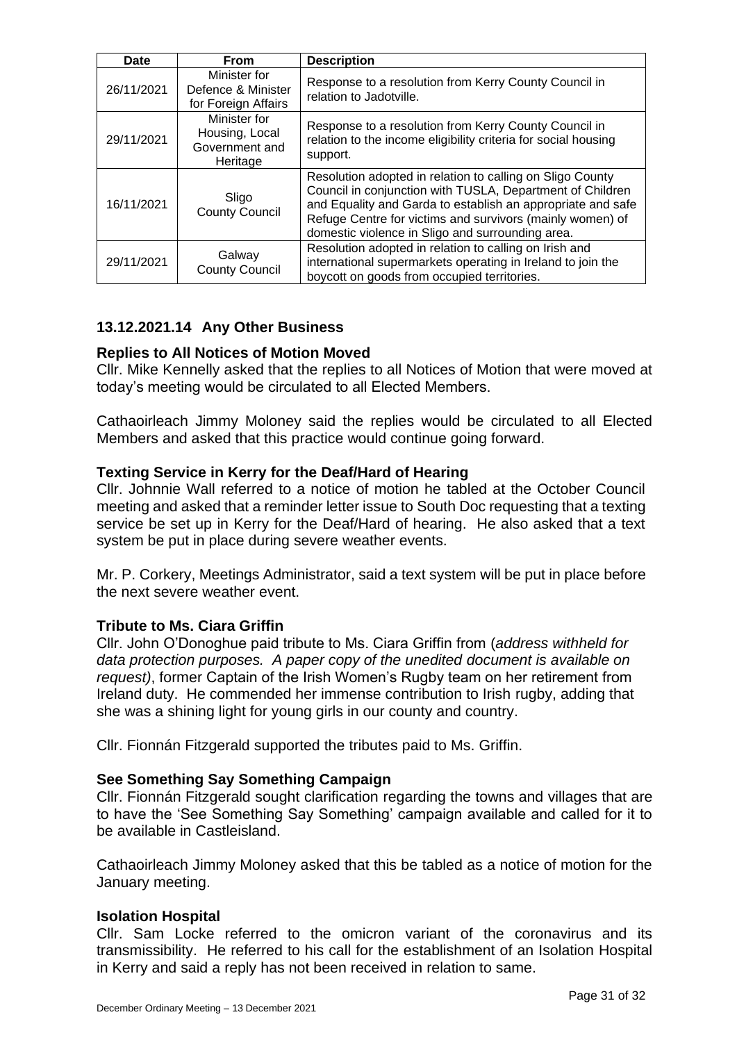| Date | From | Description |
|---|---|---|
| 26/11/2021 | Minister for Defence & Minister for Foreign Affairs | Response to a resolution from Kerry County Council in relation to Jadotville. |
| 29/11/2021 | Minister for Housing, Local Government and Heritage | Response to a resolution from Kerry County Council in relation to the income eligibility criteria for social housing support. |
| 16/11/2021 | Sligo County Council | Resolution adopted in relation to calling on Sligo County Council in conjunction with TUSLA, Department of Children and Equality and Garda to establish an appropriate and safe Refuge Centre for victims and survivors (mainly women) of domestic violence in Sligo and surrounding area. |
| 29/11/2021 | Galway County Council | Resolution adopted in relation to calling on Irish and international supermarkets operating in Ireland to join the boycott on goods from occupied territories. |

## 13.12.2021.14 Any Other Business

### Replies to All Notices of Motion Moved

Cllr. Mike Kennelly asked that the replies to all Notices of Motion that were moved at today's meeting would be circulated to all Elected Members.

Cathaoirleach Jimmy Moloney said the replies would be circulated to all Elected Members and asked that this practice would continue going forward.

### Texting Service in Kerry for the Deaf/Hard of Hearing

Cllr. Johnnie Wall referred to a notice of motion he tabled at the October Council meeting and asked that a reminder letter issue to South Doc requesting that a texting service be set up in Kerry for the Deaf/Hard of hearing. He also asked that a text system be put in place during severe weather events.

Mr. P. Corkery, Meetings Administrator, said a text system will be put in place before the next severe weather event.

### Tribute to Ms. Ciara Griffin

Cllr. John O'Donoghue paid tribute to Ms. Ciara Griffin from (*address withheld for data protection purposes. A paper copy of the unedited document is available on request)*, former Captain of the Irish Women's Rugby team on her retirement from Ireland duty. He commended her immense contribution to Irish rugby, adding that she was a shining light for young girls in our county and country.

Cllr. Fionnán Fitzgerald supported the tributes paid to Ms. Griffin.

### See Something Say Something Campaign

Cllr. Fionnán Fitzgerald sought clarification regarding the towns and villages that are to have the 'See Something Say Something' campaign available and called for it to be available in Castleisland.

Cathaoirleach Jimmy Moloney asked that this be tabled as a notice of motion for the January meeting.

### Isolation Hospital

Cllr. Sam Locke referred to the omicron variant of the coronavirus and its transmissibility. He referred to his call for the establishment of an Isolation Hospital in Kerry and said a reply has not been received in relation to same.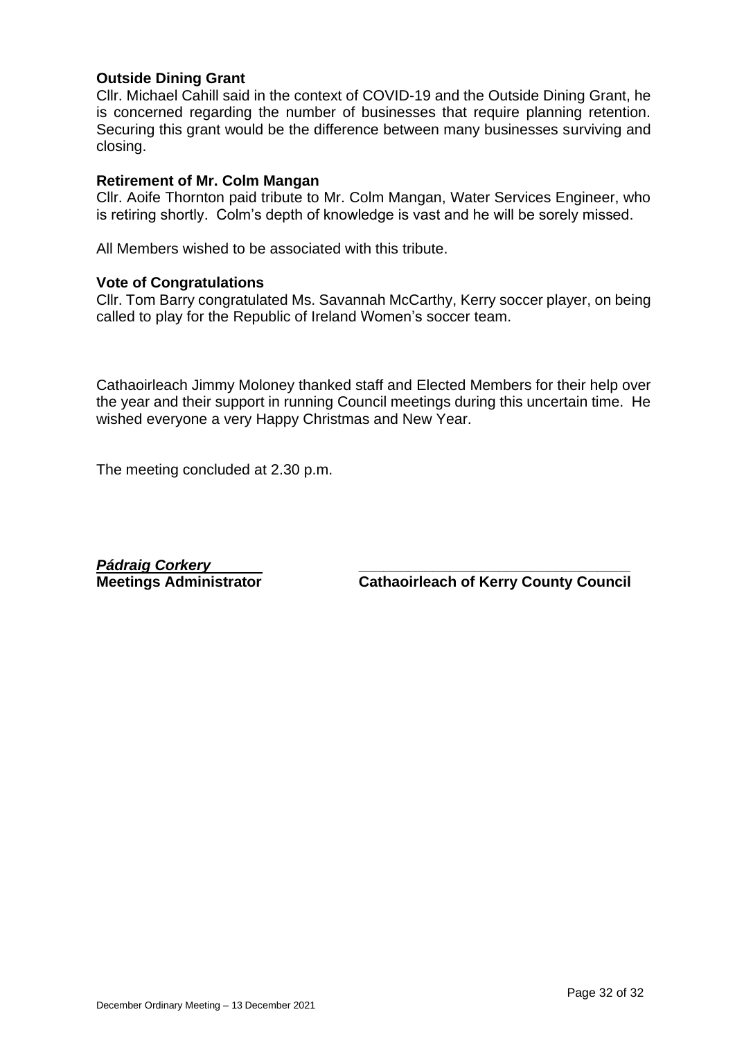**Outside Dining Grant**
Cllr. Michael Cahill said in the context of COVID-19 and the Outside Dining Grant, he is concerned regarding the number of businesses that require planning retention. Securing this grant would be the difference between many businesses surviving and closing.

**Retirement of Mr. Colm Mangan**
Cllr. Aoife Thornton paid tribute to Mr. Colm Mangan, Water Services Engineer, who is retiring shortly. Colm's depth of knowledge is vast and he will be sorely missed.

All Members wished to be associated with this tribute.

**Vote of Congratulations**
Cllr. Tom Barry congratulated Ms. Savannah McCarthy, Kerry soccer player, on being called to play for the Republic of Ireland Women's soccer team.

Cathaoirleach Jimmy Moloney thanked staff and Elected Members for their help over the year and their support in running Council meetings during this uncertain time. He wished everyone a very Happy Christmas and New Year.

The meeting concluded at 2.30 p.m.

***Pádraig Corkery***
**Meetings Administrator**

\_\_\_\_\_\_\_\_\_\_\_\_\_\_\_\_\_\_\_\_\_\_\_\_\_\_\_\_\_\_\_\_\_\_
**Cathaoirleach of Kerry County Council**

December Ordinary Meeting – 13 December 2021